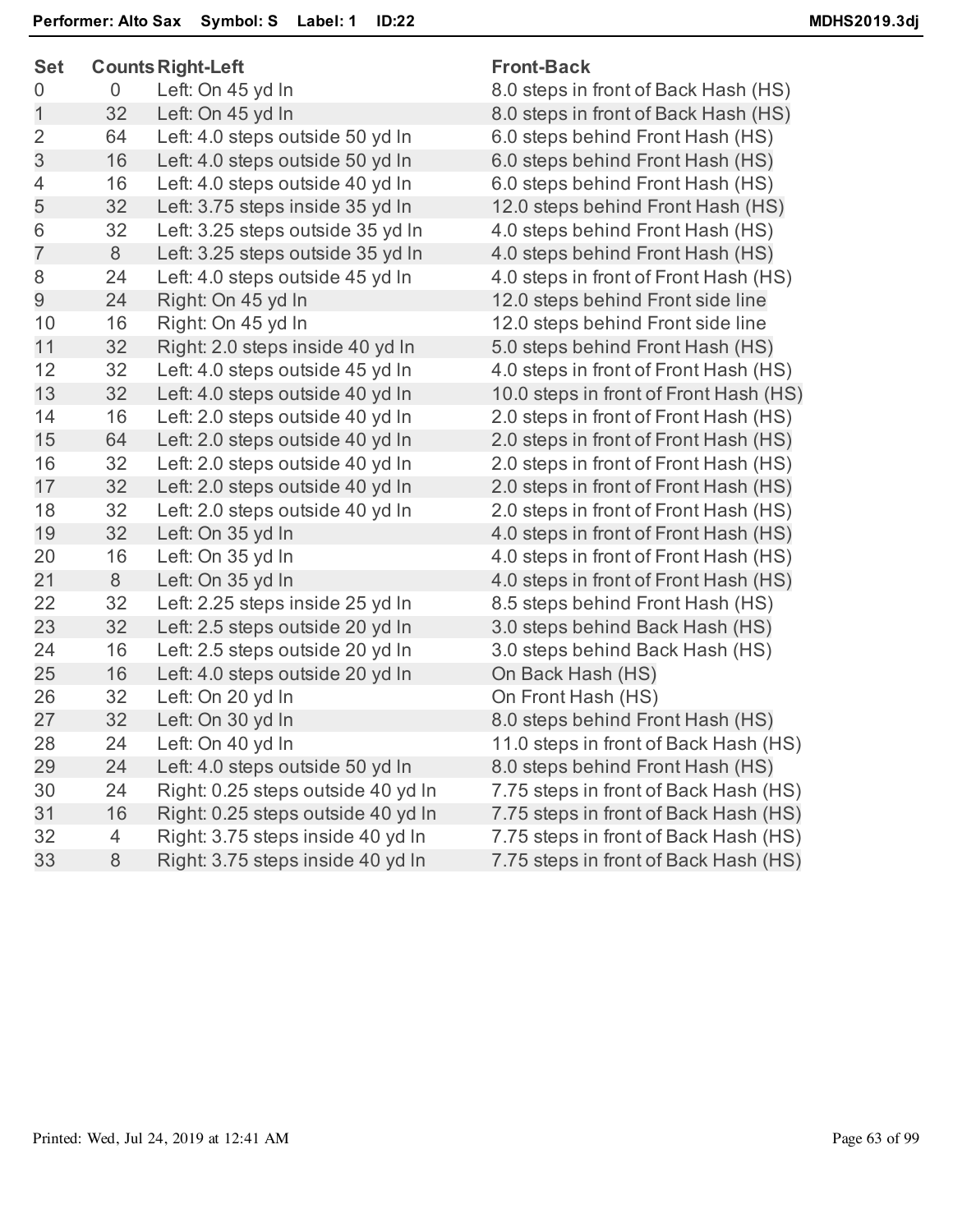**Performer: Alto Sax Symbol: S Label: 1 ID:22** **MDHS2019.3dj**

| Set | Counts | Right-Left | Front-Back |
|---|---|---|---|
| 0 | 0 | Left: On 45 yd ln | 8.0 steps in front of Back Hash (HS) |
| 1 | 32 | Left: On 45 yd ln | 8.0 steps in front of Back Hash (HS) |
| 2 | 64 | Left: 4.0 steps outside 50 yd ln | 6.0 steps behind Front Hash (HS) |
| 3 | 16 | Left: 4.0 steps outside 50 yd ln | 6.0 steps behind Front Hash (HS) |
| 4 | 16 | Left: 4.0 steps outside 40 yd ln | 6.0 steps behind Front Hash (HS) |
| 5 | 32 | Left: 3.75 steps inside 35 yd ln | 12.0 steps behind Front Hash (HS) |
| 6 | 32 | Left: 3.25 steps outside 35 yd ln | 4.0 steps behind Front Hash (HS) |
| 7 | 8 | Left: 3.25 steps outside 35 yd ln | 4.0 steps behind Front Hash (HS) |
| 8 | 24 | Left: 4.0 steps outside 45 yd ln | 4.0 steps in front of Front Hash (HS) |
| 9 | 24 | Right: On 45 yd ln | 12.0 steps behind Front side line |
| 10 | 16 | Right: On 45 yd ln | 12.0 steps behind Front side line |
| 11 | 32 | Right: 2.0 steps inside 40 yd ln | 5.0 steps behind Front Hash (HS) |
| 12 | 32 | Left: 4.0 steps outside 45 yd ln | 4.0 steps in front of Front Hash (HS) |
| 13 | 32 | Left: 4.0 steps outside 40 yd ln | 10.0 steps in front of Front Hash (HS) |
| 14 | 16 | Left: 2.0 steps outside 40 yd ln | 2.0 steps in front of Front Hash (HS) |
| 15 | 64 | Left: 2.0 steps outside 40 yd ln | 2.0 steps in front of Front Hash (HS) |
| 16 | 32 | Left: 2.0 steps outside 40 yd ln | 2.0 steps in front of Front Hash (HS) |
| 17 | 32 | Left: 2.0 steps outside 40 yd ln | 2.0 steps in front of Front Hash (HS) |
| 18 | 32 | Left: 2.0 steps outside 40 yd ln | 2.0 steps in front of Front Hash (HS) |
| 19 | 32 | Left: On 35 yd ln | 4.0 steps in front of Front Hash (HS) |
| 20 | 16 | Left: On 35 yd ln | 4.0 steps in front of Front Hash (HS) |
| 21 | 8 | Left: On 35 yd ln | 4.0 steps in front of Front Hash (HS) |
| 22 | 32 | Left: 2.25 steps inside 25 yd ln | 8.5 steps behind Front Hash (HS) |
| 23 | 32 | Left: 2.5 steps outside 20 yd ln | 3.0 steps behind Back Hash (HS) |
| 24 | 16 | Left: 2.5 steps outside 20 yd ln | 3.0 steps behind Back Hash (HS) |
| 25 | 16 | Left: 4.0 steps outside 20 yd ln | On Back Hash (HS) |
| 26 | 32 | Left: On 20 yd ln | On Front Hash (HS) |
| 27 | 32 | Left: On 30 yd ln | 8.0 steps behind Front Hash (HS) |
| 28 | 24 | Left: On 40 yd ln | 11.0 steps in front of Back Hash (HS) |
| 29 | 24 | Left: 4.0 steps outside 50 yd ln | 8.0 steps behind Front Hash (HS) |
| 30 | 24 | Right: 0.25 steps outside 40 yd ln | 7.75 steps in front of Back Hash (HS) |
| 31 | 16 | Right: 0.25 steps outside 40 yd ln | 7.75 steps in front of Back Hash (HS) |
| 32 | 4 | Right: 3.75 steps inside 40 yd ln | 7.75 steps in front of Back Hash (HS) |
| 33 | 8 | Right: 3.75 steps inside 40 yd ln | 7.75 steps in front of Back Hash (HS) |

Printed: Wed, Jul 24, 2019 at 12:41 AM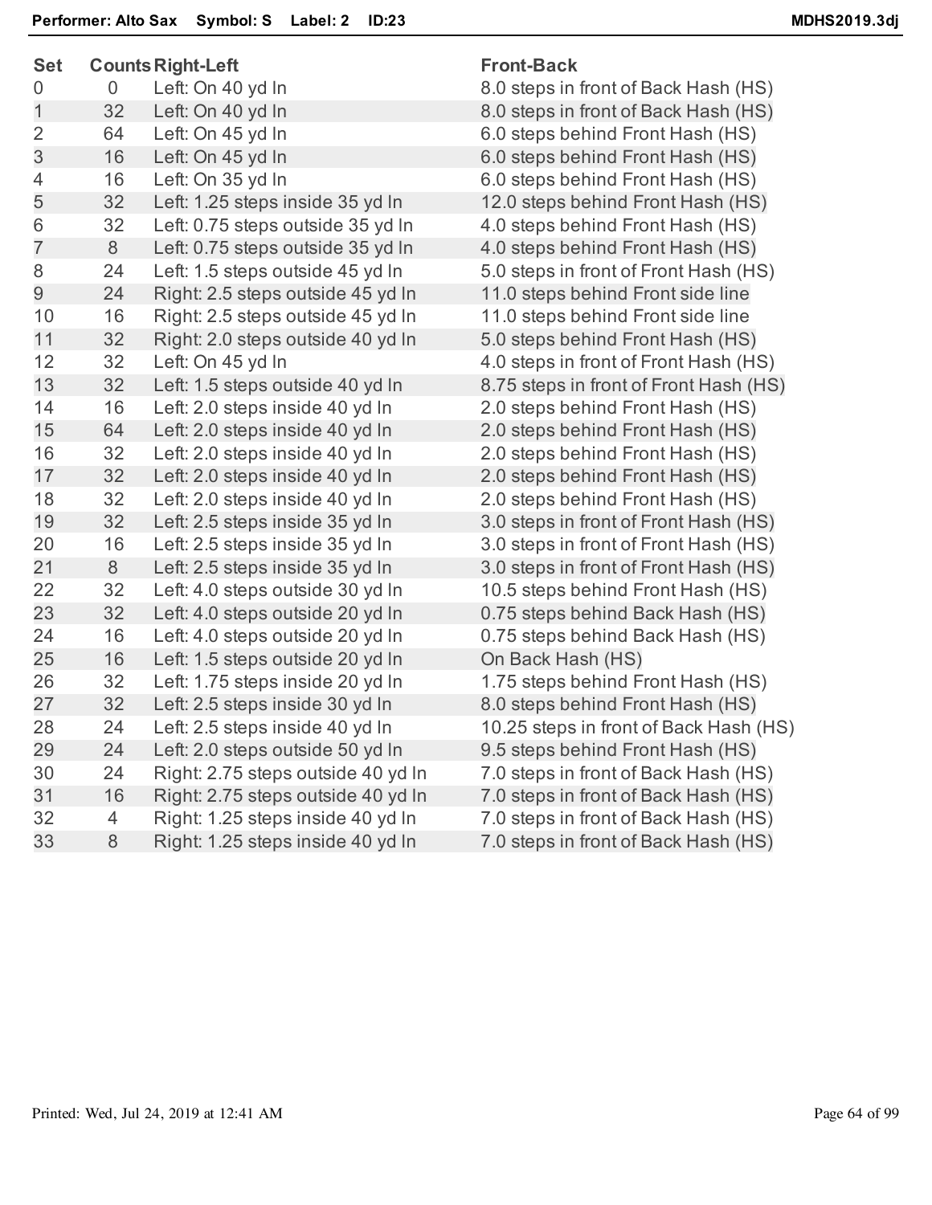**Performer: Alto Sax    Symbol: S    Label: 2    ID:23**    **MDHS2019.3dj**

| Set | Counts | Right-Left | Front-Back |
|---|---|---|---|
| 0 | 0 | Left: On 40 yd ln | 8.0 steps in front of Back Hash (HS) |
| 1 | 32 | Left: On 40 yd ln | 8.0 steps in front of Back Hash (HS) |
| 2 | 64 | Left: On 45 yd ln | 6.0 steps behind Front Hash (HS) |
| 3 | 16 | Left: On 45 yd ln | 6.0 steps behind Front Hash (HS) |
| 4 | 16 | Left: On 35 yd ln | 6.0 steps behind Front Hash (HS) |
| 5 | 32 | Left: 1.25 steps inside 35 yd ln | 12.0 steps behind Front Hash (HS) |
| 6 | 32 | Left: 0.75 steps outside 35 yd ln | 4.0 steps behind Front Hash (HS) |
| 7 | 8 | Left: 0.75 steps outside 35 yd ln | 4.0 steps behind Front Hash (HS) |
| 8 | 24 | Left: 1.5 steps outside 45 yd ln | 5.0 steps in front of Front Hash (HS) |
| 9 | 24 | Right: 2.5 steps outside 45 yd ln | 11.0 steps behind Front side line |
| 10 | 16 | Right: 2.5 steps outside 45 yd ln | 11.0 steps behind Front side line |
| 11 | 32 | Right: 2.0 steps outside 40 yd ln | 5.0 steps behind Front Hash (HS) |
| 12 | 32 | Left: On 45 yd ln | 4.0 steps in front of Front Hash (HS) |
| 13 | 32 | Left: 1.5 steps outside 40 yd ln | 8.75 steps in front of Front Hash (HS) |
| 14 | 16 | Left: 2.0 steps inside 40 yd ln | 2.0 steps behind Front Hash (HS) |
| 15 | 64 | Left: 2.0 steps inside 40 yd ln | 2.0 steps behind Front Hash (HS) |
| 16 | 32 | Left: 2.0 steps inside 40 yd ln | 2.0 steps behind Front Hash (HS) |
| 17 | 32 | Left: 2.0 steps inside 40 yd ln | 2.0 steps behind Front Hash (HS) |
| 18 | 32 | Left: 2.0 steps inside 40 yd ln | 2.0 steps behind Front Hash (HS) |
| 19 | 32 | Left: 2.5 steps inside 35 yd ln | 3.0 steps in front of Front Hash (HS) |
| 20 | 16 | Left: 2.5 steps inside 35 yd ln | 3.0 steps in front of Front Hash (HS) |
| 21 | 8 | Left: 2.5 steps inside 35 yd ln | 3.0 steps in front of Front Hash (HS) |
| 22 | 32 | Left: 4.0 steps outside 30 yd ln | 10.5 steps behind Front Hash (HS) |
| 23 | 32 | Left: 4.0 steps outside 20 yd ln | 0.75 steps behind Back Hash (HS) |
| 24 | 16 | Left: 4.0 steps outside 20 yd ln | 0.75 steps behind Back Hash (HS) |
| 25 | 16 | Left: 1.5 steps outside 20 yd ln | On Back Hash (HS) |
| 26 | 32 | Left: 1.75 steps inside 20 yd ln | 1.75 steps behind Front Hash (HS) |
| 27 | 32 | Left: 2.5 steps inside 30 yd ln | 8.0 steps behind Front Hash (HS) |
| 28 | 24 | Left: 2.5 steps inside 40 yd ln | 10.25 steps in front of Back Hash (HS) |
| 29 | 24 | Left: 2.0 steps outside 50 yd ln | 9.5 steps behind Front Hash (HS) |
| 30 | 24 | Right: 2.75 steps outside 40 yd ln | 7.0 steps in front of Back Hash (HS) |
| 31 | 16 | Right: 2.75 steps outside 40 yd ln | 7.0 steps in front of Back Hash (HS) |
| 32 | 4 | Right: 1.25 steps inside 40 yd ln | 7.0 steps in front of Back Hash (HS) |
| 33 | 8 | Right: 1.25 steps inside 40 yd ln | 7.0 steps in front of Back Hash (HS) |

Printed: Wed, Jul 24, 2019 at 12:41 AM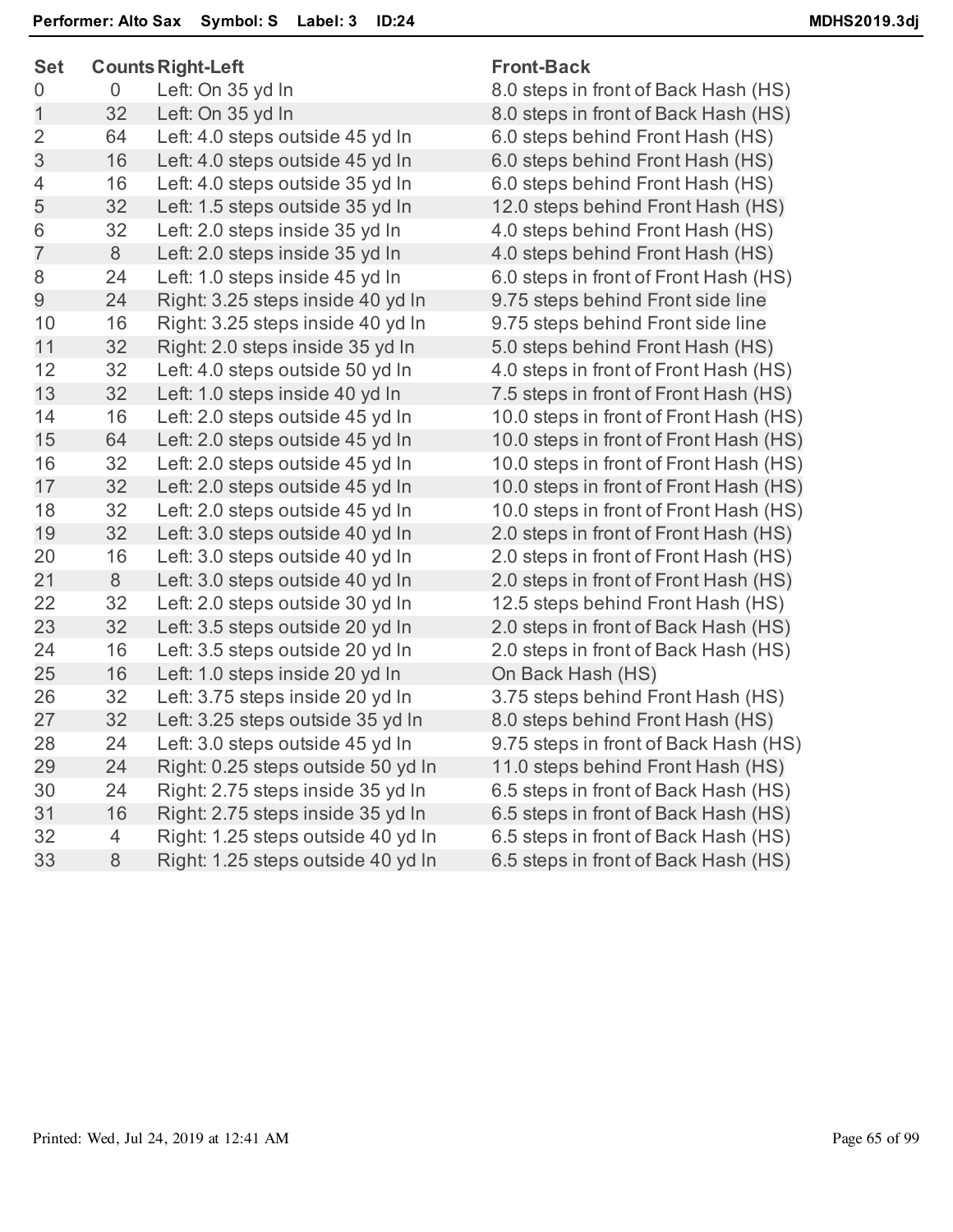**Performer: Alto Sax  Symbol: S  Label: 3  ID:24**  **MDHS2019.3dj**

| Set | Counts | Right-Left | Front-Back |
|---|---|---|---|
| 0 | 0 | Left: On 35 yd ln | 8.0 steps in front of Back Hash (HS) |
| 1 | 32 | Left: On 35 yd ln | 8.0 steps in front of Back Hash (HS) |
| 2 | 64 | Left: 4.0 steps outside 45 yd ln | 6.0 steps behind Front Hash (HS) |
| 3 | 16 | Left: 4.0 steps outside 45 yd ln | 6.0 steps behind Front Hash (HS) |
| 4 | 16 | Left: 4.0 steps outside 35 yd ln | 6.0 steps behind Front Hash (HS) |
| 5 | 32 | Left: 1.5 steps outside 35 yd ln | 12.0 steps behind Front Hash (HS) |
| 6 | 32 | Left: 2.0 steps inside 35 yd ln | 4.0 steps behind Front Hash (HS) |
| 7 | 8 | Left: 2.0 steps inside 35 yd ln | 4.0 steps behind Front Hash (HS) |
| 8 | 24 | Left: 1.0 steps inside 45 yd ln | 6.0 steps in front of Front Hash (HS) |
| 9 | 24 | Right: 3.25 steps inside 40 yd ln | 9.75 steps behind Front side line |
| 10 | 16 | Right: 3.25 steps inside 40 yd ln | 9.75 steps behind Front side line |
| 11 | 32 | Right: 2.0 steps inside 35 yd ln | 5.0 steps behind Front Hash (HS) |
| 12 | 32 | Left: 4.0 steps outside 50 yd ln | 4.0 steps in front of Front Hash (HS) |
| 13 | 32 | Left: 1.0 steps inside 40 yd ln | 7.5 steps in front of Front Hash (HS) |
| 14 | 16 | Left: 2.0 steps outside 45 yd ln | 10.0 steps in front of Front Hash (HS) |
| 15 | 64 | Left: 2.0 steps outside 45 yd ln | 10.0 steps in front of Front Hash (HS) |
| 16 | 32 | Left: 2.0 steps outside 45 yd ln | 10.0 steps in front of Front Hash (HS) |
| 17 | 32 | Left: 2.0 steps outside 45 yd ln | 10.0 steps in front of Front Hash (HS) |
| 18 | 32 | Left: 2.0 steps outside 45 yd ln | 10.0 steps in front of Front Hash (HS) |
| 19 | 32 | Left: 3.0 steps outside 40 yd ln | 2.0 steps in front of Front Hash (HS) |
| 20 | 16 | Left: 3.0 steps outside 40 yd ln | 2.0 steps in front of Front Hash (HS) |
| 21 | 8 | Left: 3.0 steps outside 40 yd ln | 2.0 steps in front of Front Hash (HS) |
| 22 | 32 | Left: 2.0 steps outside 30 yd ln | 12.5 steps behind Front Hash (HS) |
| 23 | 32 | Left: 3.5 steps outside 20 yd ln | 2.0 steps in front of Back Hash (HS) |
| 24 | 16 | Left: 3.5 steps outside 20 yd ln | 2.0 steps in front of Back Hash (HS) |
| 25 | 16 | Left: 1.0 steps inside 20 yd ln | On Back Hash (HS) |
| 26 | 32 | Left: 3.75 steps inside 20 yd ln | 3.75 steps behind Front Hash (HS) |
| 27 | 32 | Left: 3.25 steps outside 35 yd ln | 8.0 steps behind Front Hash (HS) |
| 28 | 24 | Left: 3.0 steps outside 45 yd ln | 9.75 steps in front of Back Hash (HS) |
| 29 | 24 | Right: 0.25 steps outside 50 yd ln | 11.0 steps behind Front Hash (HS) |
| 30 | 24 | Right: 2.75 steps inside 35 yd ln | 6.5 steps in front of Back Hash (HS) |
| 31 | 16 | Right: 2.75 steps inside 35 yd ln | 6.5 steps in front of Back Hash (HS) |
| 32 | 4 | Right: 1.25 steps outside 40 yd ln | 6.5 steps in front of Back Hash (HS) |
| 33 | 8 | Right: 1.25 steps outside 40 yd ln | 6.5 steps in front of Back Hash (HS) |

Printed: Wed, Jul 24, 2019 at 12:41 AM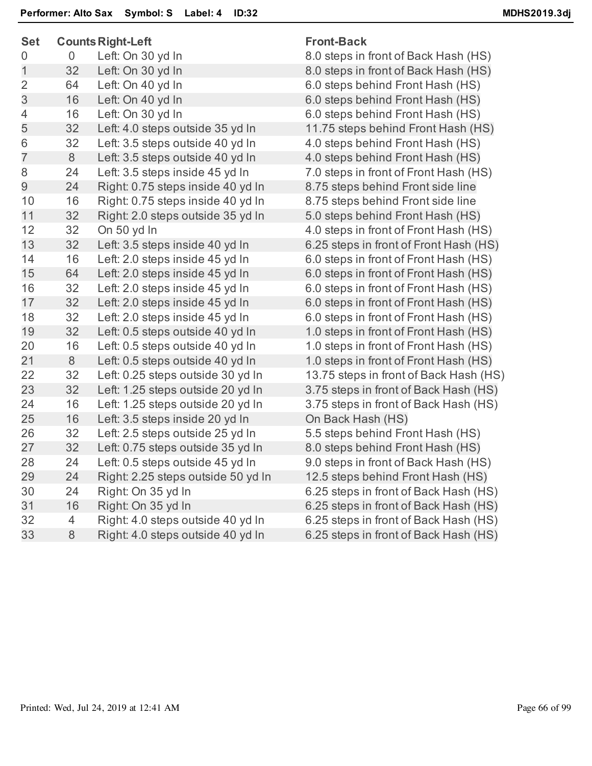**Performer: Alto Sax    Symbol: S    Label: 4    ID:32**    **MDHS2019.3dj**

| Set | Counts | Right-Left | Front-Back |
|---|---|---|---|
| 0 | 0 | Left: On 30 yd ln | 8.0 steps in front of Back Hash (HS) |
| 1 | 32 | Left: On 30 yd ln | 8.0 steps in front of Back Hash (HS) |
| 2 | 64 | Left: On 40 yd ln | 6.0 steps behind Front Hash (HS) |
| 3 | 16 | Left: On 40 yd ln | 6.0 steps behind Front Hash (HS) |
| 4 | 16 | Left: On 30 yd ln | 6.0 steps behind Front Hash (HS) |
| 5 | 32 | Left: 4.0 steps outside 35 yd ln | 11.75 steps behind Front Hash (HS) |
| 6 | 32 | Left: 3.5 steps outside 40 yd ln | 4.0 steps behind Front Hash (HS) |
| 7 | 8 | Left: 3.5 steps outside 40 yd ln | 4.0 steps behind Front Hash (HS) |
| 8 | 24 | Left: 3.5 steps inside 45 yd ln | 7.0 steps in front of Front Hash (HS) |
| 9 | 24 | Right: 0.75 steps inside 40 yd ln | 8.75 steps behind Front side line |
| 10 | 16 | Right: 0.75 steps inside 40 yd ln | 8.75 steps behind Front side line |
| 11 | 32 | Right: 2.0 steps outside 35 yd ln | 5.0 steps behind Front Hash (HS) |
| 12 | 32 | On 50 yd ln | 4.0 steps in front of Front Hash (HS) |
| 13 | 32 | Left: 3.5 steps inside 40 yd ln | 6.25 steps in front of Front Hash (HS) |
| 14 | 16 | Left: 2.0 steps inside 45 yd ln | 6.0 steps in front of Front Hash (HS) |
| 15 | 64 | Left: 2.0 steps inside 45 yd ln | 6.0 steps in front of Front Hash (HS) |
| 16 | 32 | Left: 2.0 steps inside 45 yd ln | 6.0 steps in front of Front Hash (HS) |
| 17 | 32 | Left: 2.0 steps inside 45 yd ln | 6.0 steps in front of Front Hash (HS) |
| 18 | 32 | Left: 2.0 steps inside 45 yd ln | 6.0 steps in front of Front Hash (HS) |
| 19 | 32 | Left: 0.5 steps outside 40 yd ln | 1.0 steps in front of Front Hash (HS) |
| 20 | 16 | Left: 0.5 steps outside 40 yd ln | 1.0 steps in front of Front Hash (HS) |
| 21 | 8 | Left: 0.5 steps outside 40 yd ln | 1.0 steps in front of Front Hash (HS) |
| 22 | 32 | Left: 0.25 steps outside 30 yd ln | 13.75 steps in front of Back Hash (HS) |
| 23 | 32 | Left: 1.25 steps outside 20 yd ln | 3.75 steps in front of Back Hash (HS) |
| 24 | 16 | Left: 1.25 steps outside 20 yd ln | 3.75 steps in front of Back Hash (HS) |
| 25 | 16 | Left: 3.5 steps inside 20 yd ln | On Back Hash (HS) |
| 26 | 32 | Left: 2.5 steps outside 25 yd ln | 5.5 steps behind Front Hash (HS) |
| 27 | 32 | Left: 0.75 steps outside 35 yd ln | 8.0 steps behind Front Hash (HS) |
| 28 | 24 | Left: 0.5 steps outside 45 yd ln | 9.0 steps in front of Back Hash (HS) |
| 29 | 24 | Right: 2.25 steps outside 50 yd ln | 12.5 steps behind Front Hash (HS) |
| 30 | 24 | Right: On 35 yd ln | 6.25 steps in front of Back Hash (HS) |
| 31 | 16 | Right: On 35 yd ln | 6.25 steps in front of Back Hash (HS) |
| 32 | 4 | Right: 4.0 steps outside 40 yd ln | 6.25 steps in front of Back Hash (HS) |
| 33 | 8 | Right: 4.0 steps outside 40 yd ln | 6.25 steps in front of Back Hash (HS) |

Printed: Wed, Jul 24, 2019 at 12:41 AM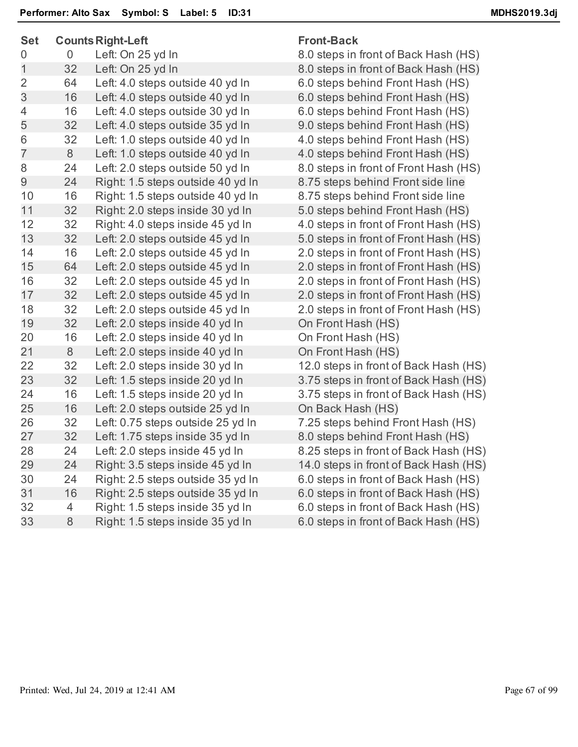**Performer: Alto Sax  Symbol: S  Label: 5  ID:31**  MDHS2019.3dj

| Set | Counts | Right-Left | Front-Back |
|---|---|---|---|
| 0 | 0 | Left: On 25 yd ln | 8.0 steps in front of Back Hash (HS) |
| 1 | 32 | Left: On 25 yd ln | 8.0 steps in front of Back Hash (HS) |
| 2 | 64 | Left: 4.0 steps outside 40 yd ln | 6.0 steps behind Front Hash (HS) |
| 3 | 16 | Left: 4.0 steps outside 40 yd ln | 6.0 steps behind Front Hash (HS) |
| 4 | 16 | Left: 4.0 steps outside 30 yd ln | 6.0 steps behind Front Hash (HS) |
| 5 | 32 | Left: 4.0 steps outside 35 yd ln | 9.0 steps behind Front Hash (HS) |
| 6 | 32 | Left: 1.0 steps outside 40 yd ln | 4.0 steps behind Front Hash (HS) |
| 7 | 8 | Left: 1.0 steps outside 40 yd ln | 4.0 steps behind Front Hash (HS) |
| 8 | 24 | Left: 2.0 steps outside 50 yd ln | 8.0 steps in front of Front Hash (HS) |
| 9 | 24 | Right: 1.5 steps outside 40 yd ln | 8.75 steps behind Front side line |
| 10 | 16 | Right: 1.5 steps outside 40 yd ln | 8.75 steps behind Front side line |
| 11 | 32 | Right: 2.0 steps inside 30 yd ln | 5.0 steps behind Front Hash (HS) |
| 12 | 32 | Right: 4.0 steps inside 45 yd ln | 4.0 steps in front of Front Hash (HS) |
| 13 | 32 | Left: 2.0 steps outside 45 yd ln | 5.0 steps in front of Front Hash (HS) |
| 14 | 16 | Left: 2.0 steps outside 45 yd ln | 2.0 steps in front of Front Hash (HS) |
| 15 | 64 | Left: 2.0 steps outside 45 yd ln | 2.0 steps in front of Front Hash (HS) |
| 16 | 32 | Left: 2.0 steps outside 45 yd ln | 2.0 steps in front of Front Hash (HS) |
| 17 | 32 | Left: 2.0 steps outside 45 yd ln | 2.0 steps in front of Front Hash (HS) |
| 18 | 32 | Left: 2.0 steps outside 45 yd ln | 2.0 steps in front of Front Hash (HS) |
| 19 | 32 | Left: 2.0 steps inside 40 yd ln | On Front Hash (HS) |
| 20 | 16 | Left: 2.0 steps inside 40 yd ln | On Front Hash (HS) |
| 21 | 8 | Left: 2.0 steps inside 40 yd ln | On Front Hash (HS) |
| 22 | 32 | Left: 2.0 steps inside 30 yd ln | 12.0 steps in front of Back Hash (HS) |
| 23 | 32 | Left: 1.5 steps inside 20 yd ln | 3.75 steps in front of Back Hash (HS) |
| 24 | 16 | Left: 1.5 steps inside 20 yd ln | 3.75 steps in front of Back Hash (HS) |
| 25 | 16 | Left: 2.0 steps outside 25 yd ln | On Back Hash (HS) |
| 26 | 32 | Left: 0.75 steps outside 25 yd ln | 7.25 steps behind Front Hash (HS) |
| 27 | 32 | Left: 1.75 steps inside 35 yd ln | 8.0 steps behind Front Hash (HS) |
| 28 | 24 | Left: 2.0 steps inside 45 yd ln | 8.25 steps in front of Back Hash (HS) |
| 29 | 24 | Right: 3.5 steps inside 45 yd ln | 14.0 steps in front of Back Hash (HS) |
| 30 | 24 | Right: 2.5 steps outside 35 yd ln | 6.0 steps in front of Back Hash (HS) |
| 31 | 16 | Right: 2.5 steps outside 35 yd ln | 6.0 steps in front of Back Hash (HS) |
| 32 | 4 | Right: 1.5 steps inside 35 yd ln | 6.0 steps in front of Back Hash (HS) |
| 33 | 8 | Right: 1.5 steps inside 35 yd ln | 6.0 steps in front of Back Hash (HS) |

Printed: Wed, Jul 24, 2019 at 12:41 AM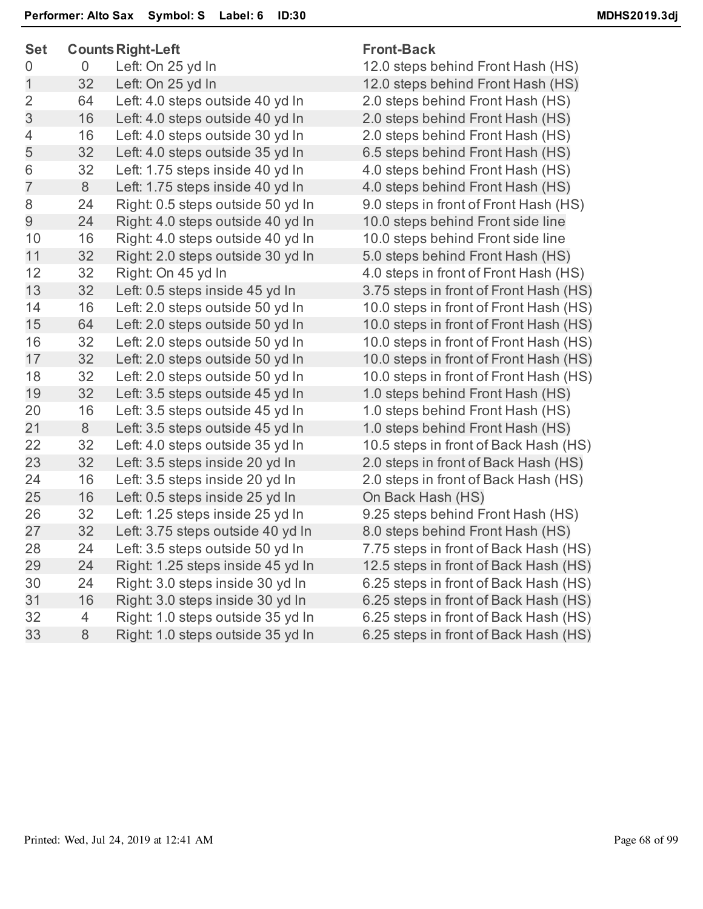**Performer: Alto Sax Symbol: S Label: 6 ID:30**

| Set | Counts | Right-Left | Front-Back |
|---|---|---|---|
| 0 | 0 | Left: On 25 yd ln | 12.0 steps behind Front Hash (HS) |
| 1 | 32 | Left: On 25 yd ln | 12.0 steps behind Front Hash (HS) |
| 2 | 64 | Left: 4.0 steps outside 40 yd ln | 2.0 steps behind Front Hash (HS) |
| 3 | 16 | Left: 4.0 steps outside 40 yd ln | 2.0 steps behind Front Hash (HS) |
| 4 | 16 | Left: 4.0 steps outside 30 yd ln | 2.0 steps behind Front Hash (HS) |
| 5 | 32 | Left: 4.0 steps outside 35 yd ln | 6.5 steps behind Front Hash (HS) |
| 6 | 32 | Left: 1.75 steps inside 40 yd ln | 4.0 steps behind Front Hash (HS) |
| 7 | 8 | Left: 1.75 steps inside 40 yd ln | 4.0 steps behind Front Hash (HS) |
| 8 | 24 | Right: 0.5 steps outside 50 yd ln | 9.0 steps in front of Front Hash (HS) |
| 9 | 24 | Right: 4.0 steps outside 40 yd ln | 10.0 steps behind Front side line |
| 10 | 16 | Right: 4.0 steps outside 40 yd ln | 10.0 steps behind Front side line |
| 11 | 32 | Right: 2.0 steps outside 30 yd ln | 5.0 steps behind Front Hash (HS) |
| 12 | 32 | Right: On 45 yd ln | 4.0 steps in front of Front Hash (HS) |
| 13 | 32 | Left: 0.5 steps inside 45 yd ln | 3.75 steps in front of Front Hash (HS) |
| 14 | 16 | Left: 2.0 steps outside 50 yd ln | 10.0 steps in front of Front Hash (HS) |
| 15 | 64 | Left: 2.0 steps outside 50 yd ln | 10.0 steps in front of Front Hash (HS) |
| 16 | 32 | Left: 2.0 steps outside 50 yd ln | 10.0 steps in front of Front Hash (HS) |
| 17 | 32 | Left: 2.0 steps outside 50 yd ln | 10.0 steps in front of Front Hash (HS) |
| 18 | 32 | Left: 2.0 steps outside 50 yd ln | 10.0 steps in front of Front Hash (HS) |
| 19 | 32 | Left: 3.5 steps outside 45 yd ln | 1.0 steps behind Front Hash (HS) |
| 20 | 16 | Left: 3.5 steps outside 45 yd ln | 1.0 steps behind Front Hash (HS) |
| 21 | 8 | Left: 3.5 steps outside 45 yd ln | 1.0 steps behind Front Hash (HS) |
| 22 | 32 | Left: 4.0 steps outside 35 yd ln | 10.5 steps in front of Back Hash (HS) |
| 23 | 32 | Left: 3.5 steps inside 20 yd ln | 2.0 steps in front of Back Hash (HS) |
| 24 | 16 | Left: 3.5 steps inside 20 yd ln | 2.0 steps in front of Back Hash (HS) |
| 25 | 16 | Left: 0.5 steps inside 25 yd ln | On Back Hash (HS) |
| 26 | 32 | Left: 1.25 steps inside 25 yd ln | 9.25 steps behind Front Hash (HS) |
| 27 | 32 | Left: 3.75 steps outside 40 yd ln | 8.0 steps behind Front Hash (HS) |
| 28 | 24 | Left: 3.5 steps outside 50 yd ln | 7.75 steps in front of Back Hash (HS) |
| 29 | 24 | Right: 1.25 steps inside 45 yd ln | 12.5 steps in front of Back Hash (HS) |
| 30 | 24 | Right: 3.0 steps inside 30 yd ln | 6.25 steps in front of Back Hash (HS) |
| 31 | 16 | Right: 3.0 steps inside 30 yd ln | 6.25 steps in front of Back Hash (HS) |
| 32 | 4 | Right: 1.0 steps outside 35 yd ln | 6.25 steps in front of Back Hash (HS) |
| 33 | 8 | Right: 1.0 steps outside 35 yd ln | 6.25 steps in front of Back Hash (HS) |

Printed: Wed, Jul 24, 2019 at 12:41 AM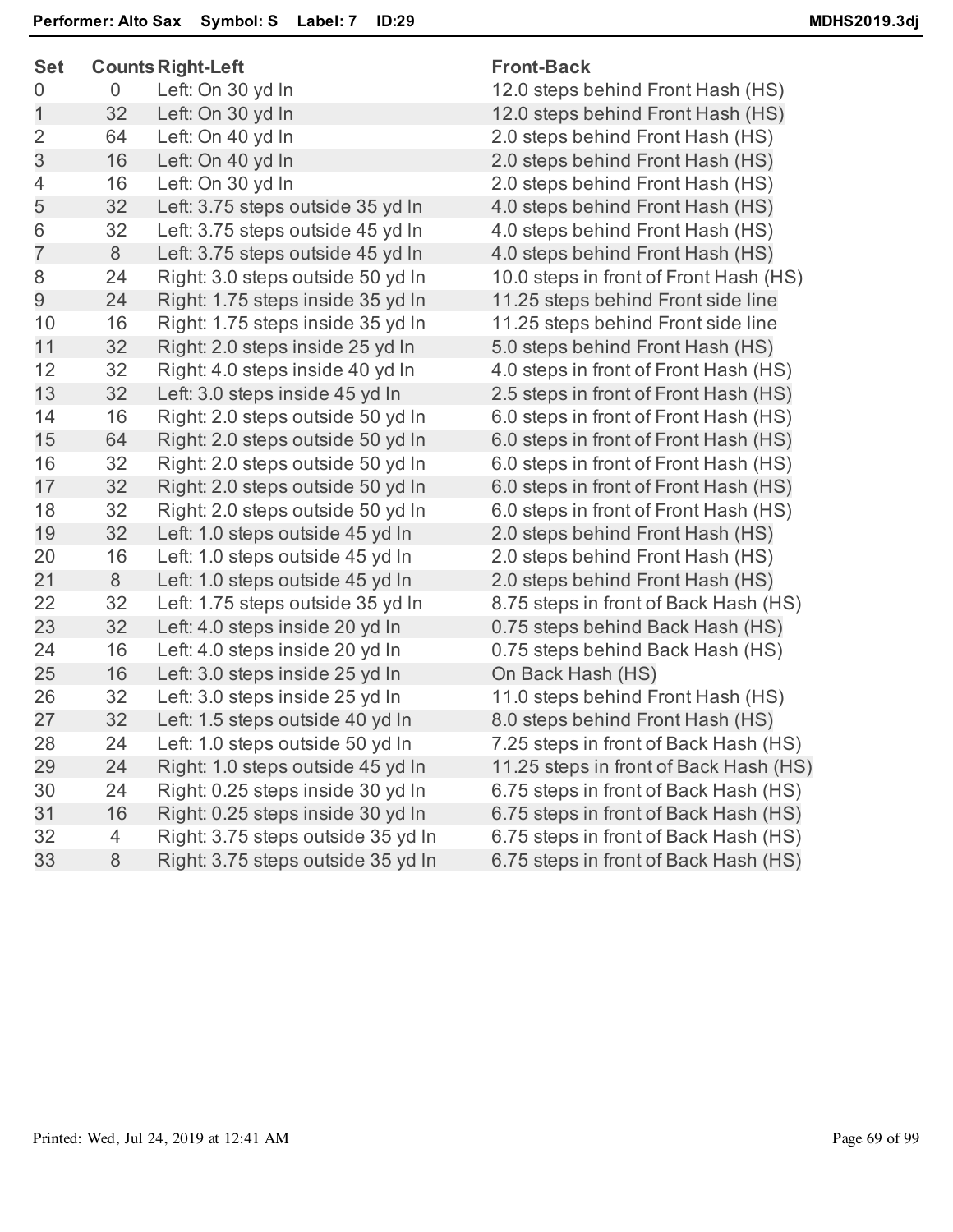**Performer: Alto Sax  Symbol: S  Label: 7  ID:29**  MDHS2019.3dj

| Set | Counts | Right-Left | Front-Back |
|---|---|---|---|
| 0 | 0 | Left: On 30 yd ln | 12.0 steps behind Front Hash (HS) |
| 1 | 32 | Left: On 30 yd ln | 12.0 steps behind Front Hash (HS) |
| 2 | 64 | Left: On 40 yd ln | 2.0 steps behind Front Hash (HS) |
| 3 | 16 | Left: On 40 yd ln | 2.0 steps behind Front Hash (HS) |
| 4 | 16 | Left: On 30 yd ln | 2.0 steps behind Front Hash (HS) |
| 5 | 32 | Left: 3.75 steps outside 35 yd ln | 4.0 steps behind Front Hash (HS) |
| 6 | 32 | Left: 3.75 steps outside 45 yd ln | 4.0 steps behind Front Hash (HS) |
| 7 | 8 | Left: 3.75 steps outside 45 yd ln | 4.0 steps behind Front Hash (HS) |
| 8 | 24 | Right: 3.0 steps outside 50 yd ln | 10.0 steps in front of Front Hash (HS) |
| 9 | 24 | Right: 1.75 steps inside 35 yd ln | 11.25 steps behind Front side line |
| 10 | 16 | Right: 1.75 steps inside 35 yd ln | 11.25 steps behind Front side line |
| 11 | 32 | Right: 2.0 steps inside 25 yd ln | 5.0 steps behind Front Hash (HS) |
| 12 | 32 | Right: 4.0 steps inside 40 yd ln | 4.0 steps in front of Front Hash (HS) |
| 13 | 32 | Left: 3.0 steps inside 45 yd ln | 2.5 steps in front of Front Hash (HS) |
| 14 | 16 | Right: 2.0 steps outside 50 yd ln | 6.0 steps in front of Front Hash (HS) |
| 15 | 64 | Right: 2.0 steps outside 50 yd ln | 6.0 steps in front of Front Hash (HS) |
| 16 | 32 | Right: 2.0 steps outside 50 yd ln | 6.0 steps in front of Front Hash (HS) |
| 17 | 32 | Right: 2.0 steps outside 50 yd ln | 6.0 steps in front of Front Hash (HS) |
| 18 | 32 | Right: 2.0 steps outside 50 yd ln | 6.0 steps in front of Front Hash (HS) |
| 19 | 32 | Left: 1.0 steps outside 45 yd ln | 2.0 steps behind Front Hash (HS) |
| 20 | 16 | Left: 1.0 steps outside 45 yd ln | 2.0 steps behind Front Hash (HS) |
| 21 | 8 | Left: 1.0 steps outside 45 yd ln | 2.0 steps behind Front Hash (HS) |
| 22 | 32 | Left: 1.75 steps outside 35 yd ln | 8.75 steps in front of Back Hash (HS) |
| 23 | 32 | Left: 4.0 steps inside 20 yd ln | 0.75 steps behind Back Hash (HS) |
| 24 | 16 | Left: 4.0 steps inside 20 yd ln | 0.75 steps behind Back Hash (HS) |
| 25 | 16 | Left: 3.0 steps inside 25 yd ln | On Back Hash (HS) |
| 26 | 32 | Left: 3.0 steps inside 25 yd ln | 11.0 steps behind Front Hash (HS) |
| 27 | 32 | Left: 1.5 steps outside 40 yd ln | 8.0 steps behind Front Hash (HS) |
| 28 | 24 | Left: 1.0 steps outside 50 yd ln | 7.25 steps in front of Back Hash (HS) |
| 29 | 24 | Right: 1.0 steps outside 45 yd ln | 11.25 steps in front of Back Hash (HS) |
| 30 | 24 | Right: 0.25 steps inside 30 yd ln | 6.75 steps in front of Back Hash (HS) |
| 31 | 16 | Right: 0.25 steps inside 30 yd ln | 6.75 steps in front of Back Hash (HS) |
| 32 | 4 | Right: 3.75 steps outside 35 yd ln | 6.75 steps in front of Back Hash (HS) |
| 33 | 8 | Right: 3.75 steps outside 35 yd ln | 6.75 steps in front of Back Hash (HS) |

Printed: Wed, Jul 24, 2019 at 12:41 AM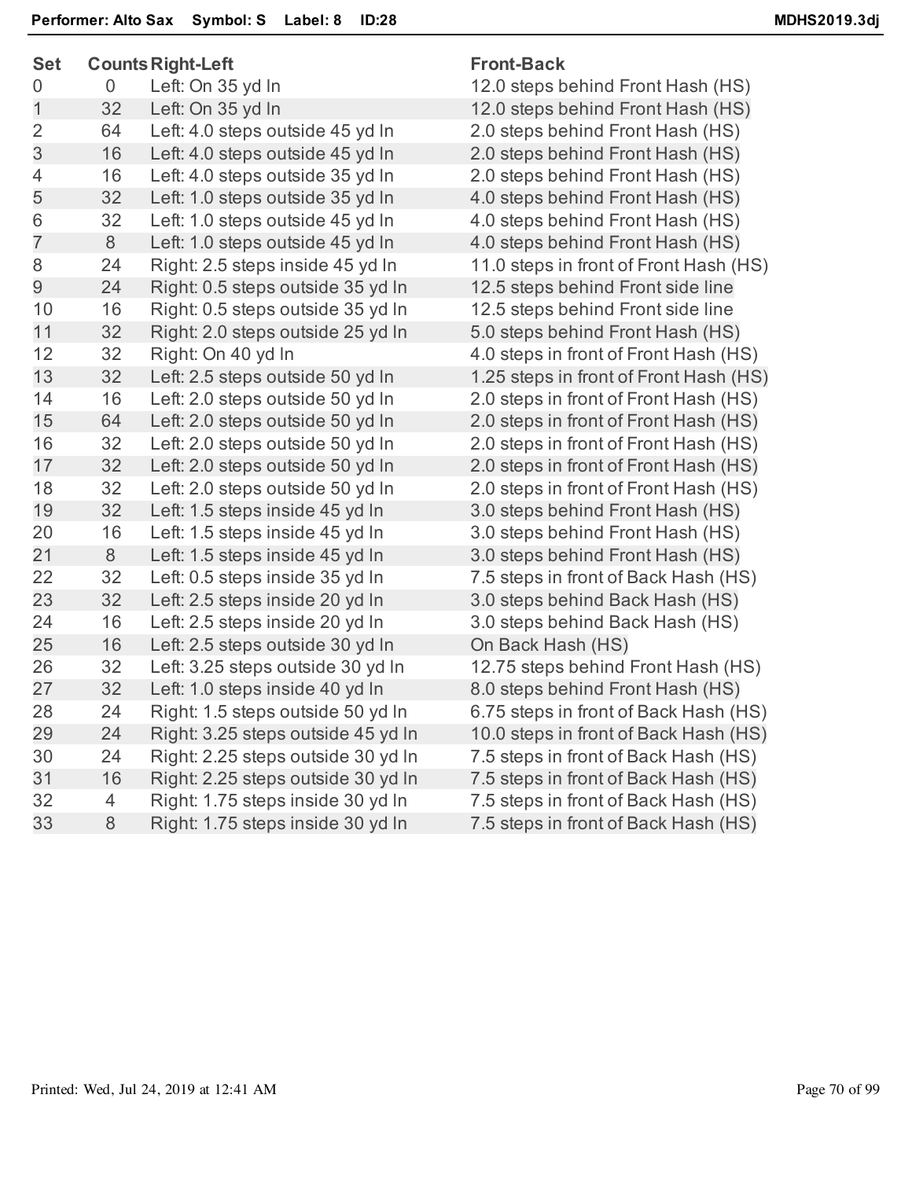**Performer: Alto Sax    Symbol: S    Label: 8    ID:28**

**MDHS2019.3dj**

| Set | Counts | Right-Left | Front-Back |
|---|---|---|---|
| 0 | 0 | Left: On 35 yd ln | 12.0 steps behind Front Hash (HS) |
| 1 | 32 | Left: On 35 yd ln | 12.0 steps behind Front Hash (HS) |
| 2 | 64 | Left: 4.0 steps outside 45 yd ln | 2.0 steps behind Front Hash (HS) |
| 3 | 16 | Left: 4.0 steps outside 45 yd ln | 2.0 steps behind Front Hash (HS) |
| 4 | 16 | Left: 4.0 steps outside 35 yd ln | 2.0 steps behind Front Hash (HS) |
| 5 | 32 | Left: 1.0 steps outside 35 yd ln | 4.0 steps behind Front Hash (HS) |
| 6 | 32 | Left: 1.0 steps outside 45 yd ln | 4.0 steps behind Front Hash (HS) |
| 7 | 8 | Left: 1.0 steps outside 45 yd ln | 4.0 steps behind Front Hash (HS) |
| 8 | 24 | Right: 2.5 steps inside 45 yd ln | 11.0 steps in front of Front Hash (HS) |
| 9 | 24 | Right: 0.5 steps outside 35 yd ln | 12.5 steps behind Front side line |
| 10 | 16 | Right: 0.5 steps outside 35 yd ln | 12.5 steps behind Front side line |
| 11 | 32 | Right: 2.0 steps outside 25 yd ln | 5.0 steps behind Front Hash (HS) |
| 12 | 32 | Right: On 40 yd ln | 4.0 steps in front of Front Hash (HS) |
| 13 | 32 | Left: 2.5 steps outside 50 yd ln | 1.25 steps in front of Front Hash (HS) |
| 14 | 16 | Left: 2.0 steps outside 50 yd ln | 2.0 steps in front of Front Hash (HS) |
| 15 | 64 | Left: 2.0 steps outside 50 yd ln | 2.0 steps in front of Front Hash (HS) |
| 16 | 32 | Left: 2.0 steps outside 50 yd ln | 2.0 steps in front of Front Hash (HS) |
| 17 | 32 | Left: 2.0 steps outside 50 yd ln | 2.0 steps in front of Front Hash (HS) |
| 18 | 32 | Left: 2.0 steps outside 50 yd ln | 2.0 steps in front of Front Hash (HS) |
| 19 | 32 | Left: 1.5 steps inside 45 yd ln | 3.0 steps behind Front Hash (HS) |
| 20 | 16 | Left: 1.5 steps inside 45 yd ln | 3.0 steps behind Front Hash (HS) |
| 21 | 8 | Left: 1.5 steps inside 45 yd ln | 3.0 steps behind Front Hash (HS) |
| 22 | 32 | Left: 0.5 steps inside 35 yd ln | 7.5 steps in front of Back Hash (HS) |
| 23 | 32 | Left: 2.5 steps inside 20 yd ln | 3.0 steps behind Back Hash (HS) |
| 24 | 16 | Left: 2.5 steps inside 20 yd ln | 3.0 steps behind Back Hash (HS) |
| 25 | 16 | Left: 2.5 steps outside 30 yd ln | On Back Hash (HS) |
| 26 | 32 | Left: 3.25 steps outside 30 yd ln | 12.75 steps behind Front Hash (HS) |
| 27 | 32 | Left: 1.0 steps inside 40 yd ln | 8.0 steps behind Front Hash (HS) |
| 28 | 24 | Right: 1.5 steps outside 50 yd ln | 6.75 steps in front of Back Hash (HS) |
| 29 | 24 | Right: 3.25 steps outside 45 yd ln | 10.0 steps in front of Back Hash (HS) |
| 30 | 24 | Right: 2.25 steps outside 30 yd ln | 7.5 steps in front of Back Hash (HS) |
| 31 | 16 | Right: 2.25 steps outside 30 yd ln | 7.5 steps in front of Back Hash (HS) |
| 32 | 4 | Right: 1.75 steps inside 30 yd ln | 7.5 steps in front of Back Hash (HS) |
| 33 | 8 | Right: 1.75 steps inside 30 yd ln | 7.5 steps in front of Back Hash (HS) |

Printed: Wed, Jul 24, 2019 at 12:41 AM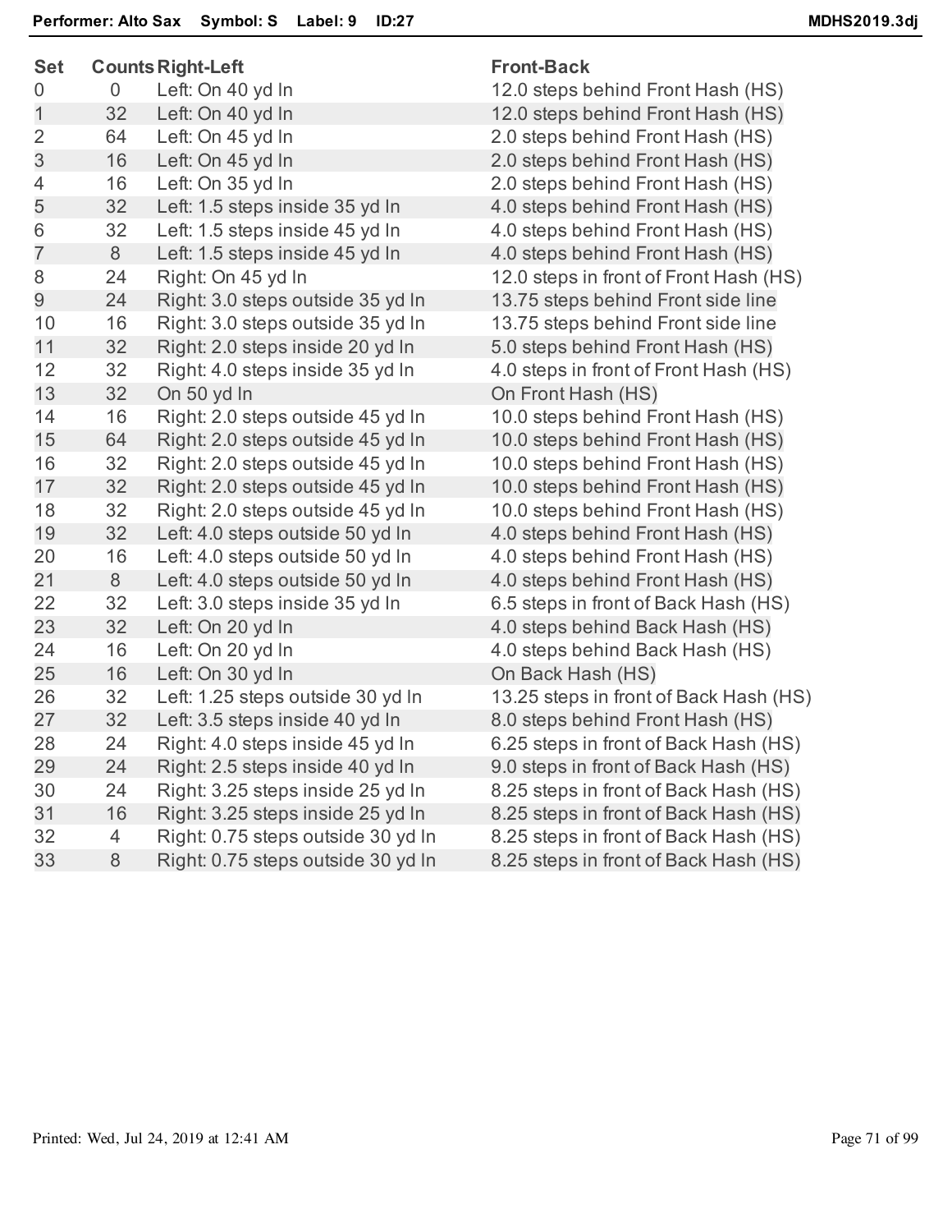**Performer: Alto Sax  Symbol: S  Label: 9  ID:27**  **MDHS2019.3dj**

| Set | Counts | Right-Left | Front-Back |
|---|---|---|---|
| 0 | 0 | Left: On 40 yd ln | 12.0 steps behind Front Hash (HS) |
| 1 | 32 | Left: On 40 yd ln | 12.0 steps behind Front Hash (HS) |
| 2 | 64 | Left: On 45 yd ln | 2.0 steps behind Front Hash (HS) |
| 3 | 16 | Left: On 45 yd ln | 2.0 steps behind Front Hash (HS) |
| 4 | 16 | Left: On 35 yd ln | 2.0 steps behind Front Hash (HS) |
| 5 | 32 | Left: 1.5 steps inside 35 yd ln | 4.0 steps behind Front Hash (HS) |
| 6 | 32 | Left: 1.5 steps inside 45 yd ln | 4.0 steps behind Front Hash (HS) |
| 7 | 8 | Left: 1.5 steps inside 45 yd ln | 4.0 steps behind Front Hash (HS) |
| 8 | 24 | Right: On 45 yd ln | 12.0 steps in front of Front Hash (HS) |
| 9 | 24 | Right: 3.0 steps outside 35 yd ln | 13.75 steps behind Front side line |
| 10 | 16 | Right: 3.0 steps outside 35 yd ln | 13.75 steps behind Front side line |
| 11 | 32 | Right: 2.0 steps inside 20 yd ln | 5.0 steps behind Front Hash (HS) |
| 12 | 32 | Right: 4.0 steps inside 35 yd ln | 4.0 steps in front of Front Hash (HS) |
| 13 | 32 | On 50 yd ln | On Front Hash (HS) |
| 14 | 16 | Right: 2.0 steps outside 45 yd ln | 10.0 steps behind Front Hash (HS) |
| 15 | 64 | Right: 2.0 steps outside 45 yd ln | 10.0 steps behind Front Hash (HS) |
| 16 | 32 | Right: 2.0 steps outside 45 yd ln | 10.0 steps behind Front Hash (HS) |
| 17 | 32 | Right: 2.0 steps outside 45 yd ln | 10.0 steps behind Front Hash (HS) |
| 18 | 32 | Right: 2.0 steps outside 45 yd ln | 10.0 steps behind Front Hash (HS) |
| 19 | 32 | Left: 4.0 steps outside 50 yd ln | 4.0 steps behind Front Hash (HS) |
| 20 | 16 | Left: 4.0 steps outside 50 yd ln | 4.0 steps behind Front Hash (HS) |
| 21 | 8 | Left: 4.0 steps outside 50 yd ln | 4.0 steps behind Front Hash (HS) |
| 22 | 32 | Left: 3.0 steps inside 35 yd ln | 6.5 steps in front of Back Hash (HS) |
| 23 | 32 | Left: On 20 yd ln | 4.0 steps behind Back Hash (HS) |
| 24 | 16 | Left: On 20 yd ln | 4.0 steps behind Back Hash (HS) |
| 25 | 16 | Left: On 30 yd ln | On Back Hash (HS) |
| 26 | 32 | Left: 1.25 steps outside 30 yd ln | 13.25 steps in front of Back Hash (HS) |
| 27 | 32 | Left: 3.5 steps inside 40 yd ln | 8.0 steps behind Front Hash (HS) |
| 28 | 24 | Right: 4.0 steps inside 45 yd ln | 6.25 steps in front of Back Hash (HS) |
| 29 | 24 | Right: 2.5 steps inside 40 yd ln | 9.0 steps in front of Back Hash (HS) |
| 30 | 24 | Right: 3.25 steps inside 25 yd ln | 8.25 steps in front of Back Hash (HS) |
| 31 | 16 | Right: 3.25 steps inside 25 yd ln | 8.25 steps in front of Back Hash (HS) |
| 32 | 4 | Right: 0.75 steps outside 30 yd ln | 8.25 steps in front of Back Hash (HS) |
| 33 | 8 | Right: 0.75 steps outside 30 yd ln | 8.25 steps in front of Back Hash (HS) |

Printed: Wed, Jul 24, 2019 at 12:41 AM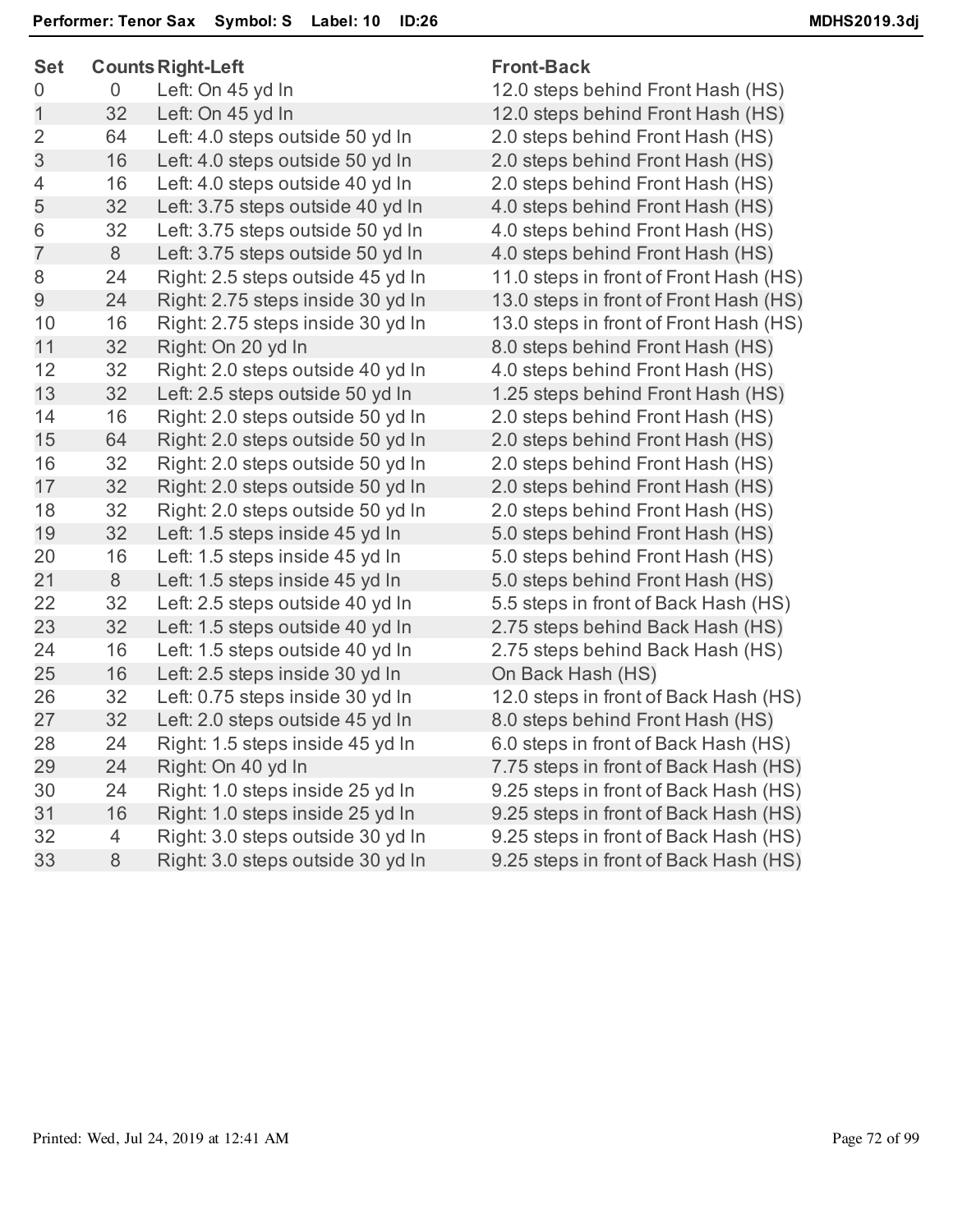**Performer: Tenor Sax  Symbol: S  Label: 10  ID:26**  **MDHS2019.3dj**

| Set | Counts | Right-Left | Front-Back |
|---|---|---|---|
| 0 | 0 | Left: On 45 yd ln | 12.0 steps behind Front Hash (HS) |
| 1 | 32 | Left: On 45 yd ln | 12.0 steps behind Front Hash (HS) |
| 2 | 64 | Left: 4.0 steps outside 50 yd ln | 2.0 steps behind Front Hash (HS) |
| 3 | 16 | Left: 4.0 steps outside 50 yd ln | 2.0 steps behind Front Hash (HS) |
| 4 | 16 | Left: 4.0 steps outside 40 yd ln | 2.0 steps behind Front Hash (HS) |
| 5 | 32 | Left: 3.75 steps outside 40 yd ln | 4.0 steps behind Front Hash (HS) |
| 6 | 32 | Left: 3.75 steps outside 50 yd ln | 4.0 steps behind Front Hash (HS) |
| 7 | 8 | Left: 3.75 steps outside 50 yd ln | 4.0 steps behind Front Hash (HS) |
| 8 | 24 | Right: 2.5 steps outside 45 yd ln | 11.0 steps in front of Front Hash (HS) |
| 9 | 24 | Right: 2.75 steps inside 30 yd ln | 13.0 steps in front of Front Hash (HS) |
| 10 | 16 | Right: 2.75 steps inside 30 yd ln | 13.0 steps in front of Front Hash (HS) |
| 11 | 32 | Right: On 20 yd ln | 8.0 steps behind Front Hash (HS) |
| 12 | 32 | Right: 2.0 steps outside 40 yd ln | 4.0 steps behind Front Hash (HS) |
| 13 | 32 | Left: 2.5 steps outside 50 yd ln | 1.25 steps behind Front Hash (HS) |
| 14 | 16 | Right: 2.0 steps outside 50 yd ln | 2.0 steps behind Front Hash (HS) |
| 15 | 64 | Right: 2.0 steps outside 50 yd ln | 2.0 steps behind Front Hash (HS) |
| 16 | 32 | Right: 2.0 steps outside 50 yd ln | 2.0 steps behind Front Hash (HS) |
| 17 | 32 | Right: 2.0 steps outside 50 yd ln | 2.0 steps behind Front Hash (HS) |
| 18 | 32 | Right: 2.0 steps outside 50 yd ln | 2.0 steps behind Front Hash (HS) |
| 19 | 32 | Left: 1.5 steps inside 45 yd ln | 5.0 steps behind Front Hash (HS) |
| 20 | 16 | Left: 1.5 steps inside 45 yd ln | 5.0 steps behind Front Hash (HS) |
| 21 | 8 | Left: 1.5 steps inside 45 yd ln | 5.0 steps behind Front Hash (HS) |
| 22 | 32 | Left: 2.5 steps outside 40 yd ln | 5.5 steps in front of Back Hash (HS) |
| 23 | 32 | Left: 1.5 steps outside 40 yd ln | 2.75 steps behind Back Hash (HS) |
| 24 | 16 | Left: 1.5 steps outside 40 yd ln | 2.75 steps behind Back Hash (HS) |
| 25 | 16 | Left: 2.5 steps inside 30 yd ln | On Back Hash (HS) |
| 26 | 32 | Left: 0.75 steps inside 30 yd ln | 12.0 steps in front of Back Hash (HS) |
| 27 | 32 | Left: 2.0 steps outside 45 yd ln | 8.0 steps behind Front Hash (HS) |
| 28 | 24 | Right: 1.5 steps inside 45 yd ln | 6.0 steps in front of Back Hash (HS) |
| 29 | 24 | Right: On 40 yd ln | 7.75 steps in front of Back Hash (HS) |
| 30 | 24 | Right: 1.0 steps inside 25 yd ln | 9.25 steps in front of Back Hash (HS) |
| 31 | 16 | Right: 1.0 steps inside 25 yd ln | 9.25 steps in front of Back Hash (HS) |
| 32 | 4 | Right: 3.0 steps outside 30 yd ln | 9.25 steps in front of Back Hash (HS) |
| 33 | 8 | Right: 3.0 steps outside 30 yd ln | 9.25 steps in front of Back Hash (HS) |

Printed: Wed, Jul 24, 2019 at 12:41 AM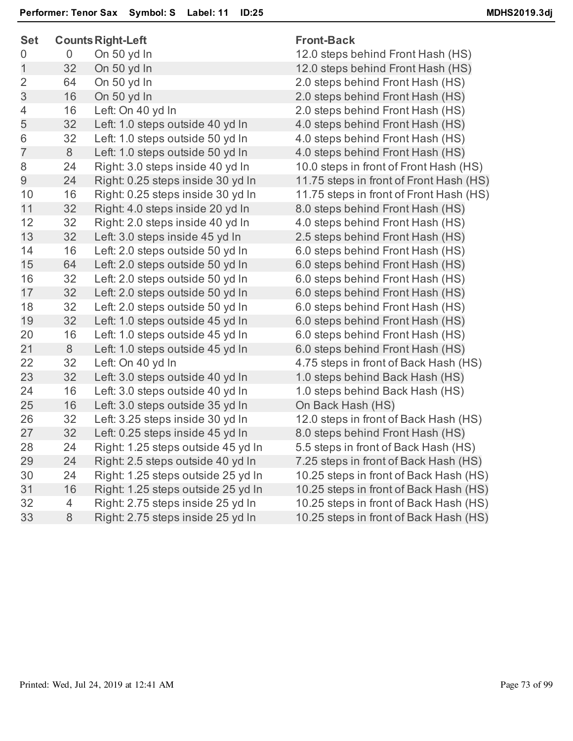**Performer: Tenor Sax    Symbol: S    Label: 11    ID:25**    **MDHS2019.3dj**

| Set | Counts | Right-Left | Front-Back |
|---|---|---|---|
| 0 | 0 | On 50 yd ln | 12.0 steps behind Front Hash (HS) |
| 1 | 32 | On 50 yd ln | 12.0 steps behind Front Hash (HS) |
| 2 | 64 | On 50 yd ln | 2.0 steps behind Front Hash (HS) |
| 3 | 16 | On 50 yd ln | 2.0 steps behind Front Hash (HS) |
| 4 | 16 | Left: On 40 yd ln | 2.0 steps behind Front Hash (HS) |
| 5 | 32 | Left: 1.0 steps outside 40 yd ln | 4.0 steps behind Front Hash (HS) |
| 6 | 32 | Left: 1.0 steps outside 50 yd ln | 4.0 steps behind Front Hash (HS) |
| 7 | 8 | Left: 1.0 steps outside 50 yd ln | 4.0 steps behind Front Hash (HS) |
| 8 | 24 | Right: 3.0 steps inside 40 yd ln | 10.0 steps in front of Front Hash (HS) |
| 9 | 24 | Right: 0.25 steps inside 30 yd ln | 11.75 steps in front of Front Hash (HS) |
| 10 | 16 | Right: 0.25 steps inside 30 yd ln | 11.75 steps in front of Front Hash (HS) |
| 11 | 32 | Right: 4.0 steps inside 20 yd ln | 8.0 steps behind Front Hash (HS) |
| 12 | 32 | Right: 2.0 steps inside 40 yd ln | 4.0 steps behind Front Hash (HS) |
| 13 | 32 | Left: 3.0 steps inside 45 yd ln | 2.5 steps behind Front Hash (HS) |
| 14 | 16 | Left: 2.0 steps outside 50 yd ln | 6.0 steps behind Front Hash (HS) |
| 15 | 64 | Left: 2.0 steps outside 50 yd ln | 6.0 steps behind Front Hash (HS) |
| 16 | 32 | Left: 2.0 steps outside 50 yd ln | 6.0 steps behind Front Hash (HS) |
| 17 | 32 | Left: 2.0 steps outside 50 yd ln | 6.0 steps behind Front Hash (HS) |
| 18 | 32 | Left: 2.0 steps outside 50 yd ln | 6.0 steps behind Front Hash (HS) |
| 19 | 32 | Left: 1.0 steps outside 45 yd ln | 6.0 steps behind Front Hash (HS) |
| 20 | 16 | Left: 1.0 steps outside 45 yd ln | 6.0 steps behind Front Hash (HS) |
| 21 | 8 | Left: 1.0 steps outside 45 yd ln | 6.0 steps behind Front Hash (HS) |
| 22 | 32 | Left: On 40 yd ln | 4.75 steps in front of Back Hash (HS) |
| 23 | 32 | Left: 3.0 steps outside 40 yd ln | 1.0 steps behind Back Hash (HS) |
| 24 | 16 | Left: 3.0 steps outside 40 yd ln | 1.0 steps behind Back Hash (HS) |
| 25 | 16 | Left: 3.0 steps outside 35 yd ln | On Back Hash (HS) |
| 26 | 32 | Left: 3.25 steps inside 30 yd ln | 12.0 steps in front of Back Hash (HS) |
| 27 | 32 | Left: 0.25 steps inside 45 yd ln | 8.0 steps behind Front Hash (HS) |
| 28 | 24 | Right: 1.25 steps outside 45 yd ln | 5.5 steps in front of Back Hash (HS) |
| 29 | 24 | Right: 2.5 steps outside 40 yd ln | 7.25 steps in front of Back Hash (HS) |
| 30 | 24 | Right: 1.25 steps outside 25 yd ln | 10.25 steps in front of Back Hash (HS) |
| 31 | 16 | Right: 1.25 steps outside 25 yd ln | 10.25 steps in front of Back Hash (HS) |
| 32 | 4 | Right: 2.75 steps inside 25 yd ln | 10.25 steps in front of Back Hash (HS) |
| 33 | 8 | Right: 2.75 steps inside 25 yd ln | 10.25 steps in front of Back Hash (HS) |

Printed: Wed, Jul 24, 2019 at 12:41 AM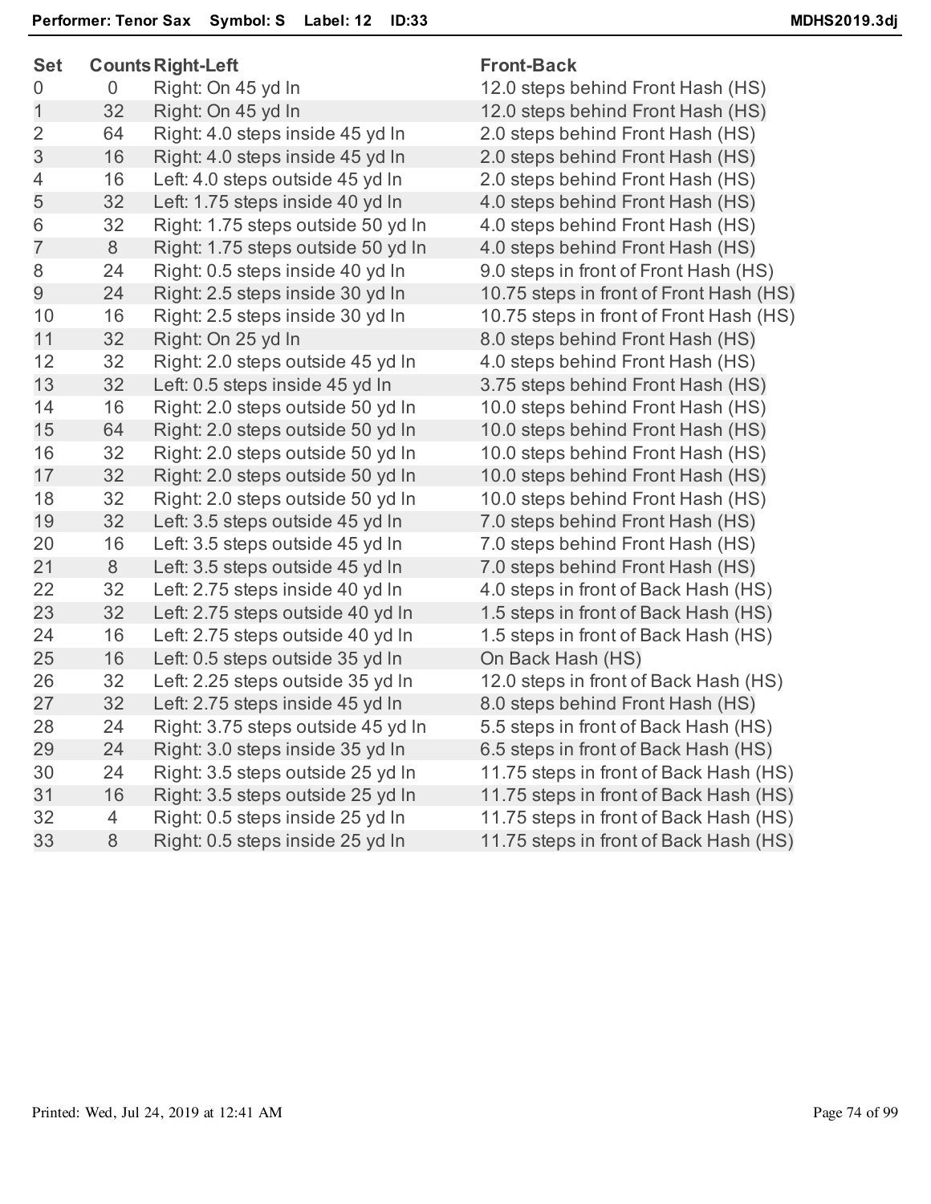**Performer: Tenor Sax  Symbol: S  Label: 12  ID:33**  **MDHS2019.3dj**

| Set | Counts | Right-Left | Front-Back |
|---|---|---|---|
| 0 | 0 | Right: On 45 yd ln | 12.0 steps behind Front Hash (HS) |
| 1 | 32 | Right: On 45 yd ln | 12.0 steps behind Front Hash (HS) |
| 2 | 64 | Right: 4.0 steps inside 45 yd ln | 2.0 steps behind Front Hash (HS) |
| 3 | 16 | Right: 4.0 steps inside 45 yd ln | 2.0 steps behind Front Hash (HS) |
| 4 | 16 | Left: 4.0 steps outside 45 yd ln | 2.0 steps behind Front Hash (HS) |
| 5 | 32 | Left: 1.75 steps inside 40 yd ln | 4.0 steps behind Front Hash (HS) |
| 6 | 32 | Right: 1.75 steps outside 50 yd ln | 4.0 steps behind Front Hash (HS) |
| 7 | 8 | Right: 1.75 steps outside 50 yd ln | 4.0 steps behind Front Hash (HS) |
| 8 | 24 | Right: 0.5 steps inside 40 yd ln | 9.0 steps in front of Front Hash (HS) |
| 9 | 24 | Right: 2.5 steps inside 30 yd ln | 10.75 steps in front of Front Hash (HS) |
| 10 | 16 | Right: 2.5 steps inside 30 yd ln | 10.75 steps in front of Front Hash (HS) |
| 11 | 32 | Right: On 25 yd ln | 8.0 steps behind Front Hash (HS) |
| 12 | 32 | Right: 2.0 steps outside 45 yd ln | 4.0 steps behind Front Hash (HS) |
| 13 | 32 | Left: 0.5 steps inside 45 yd ln | 3.75 steps behind Front Hash (HS) |
| 14 | 16 | Right: 2.0 steps outside 50 yd ln | 10.0 steps behind Front Hash (HS) |
| 15 | 64 | Right: 2.0 steps outside 50 yd ln | 10.0 steps behind Front Hash (HS) |
| 16 | 32 | Right: 2.0 steps outside 50 yd ln | 10.0 steps behind Front Hash (HS) |
| 17 | 32 | Right: 2.0 steps outside 50 yd ln | 10.0 steps behind Front Hash (HS) |
| 18 | 32 | Right: 2.0 steps outside 50 yd ln | 10.0 steps behind Front Hash (HS) |
| 19 | 32 | Left: 3.5 steps outside 45 yd ln | 7.0 steps behind Front Hash (HS) |
| 20 | 16 | Left: 3.5 steps outside 45 yd ln | 7.0 steps behind Front Hash (HS) |
| 21 | 8 | Left: 3.5 steps outside 45 yd ln | 7.0 steps behind Front Hash (HS) |
| 22 | 32 | Left: 2.75 steps inside 40 yd ln | 4.0 steps in front of Back Hash (HS) |
| 23 | 32 | Left: 2.75 steps outside 40 yd ln | 1.5 steps in front of Back Hash (HS) |
| 24 | 16 | Left: 2.75 steps outside 40 yd ln | 1.5 steps in front of Back Hash (HS) |
| 25 | 16 | Left: 0.5 steps outside 35 yd ln | On Back Hash (HS) |
| 26 | 32 | Left: 2.25 steps outside 35 yd ln | 12.0 steps in front of Back Hash (HS) |
| 27 | 32 | Left: 2.75 steps inside 45 yd ln | 8.0 steps behind Front Hash (HS) |
| 28 | 24 | Right: 3.75 steps outside 45 yd ln | 5.5 steps in front of Back Hash (HS) |
| 29 | 24 | Right: 3.0 steps inside 35 yd ln | 6.5 steps in front of Back Hash (HS) |
| 30 | 24 | Right: 3.5 steps outside 25 yd ln | 11.75 steps in front of Back Hash (HS) |
| 31 | 16 | Right: 3.5 steps outside 25 yd ln | 11.75 steps in front of Back Hash (HS) |
| 32 | 4 | Right: 0.5 steps inside 25 yd ln | 11.75 steps in front of Back Hash (HS) |
| 33 | 8 | Right: 0.5 steps inside 25 yd ln | 11.75 steps in front of Back Hash (HS) |

Printed: Wed, Jul 24, 2019 at 12:41 AM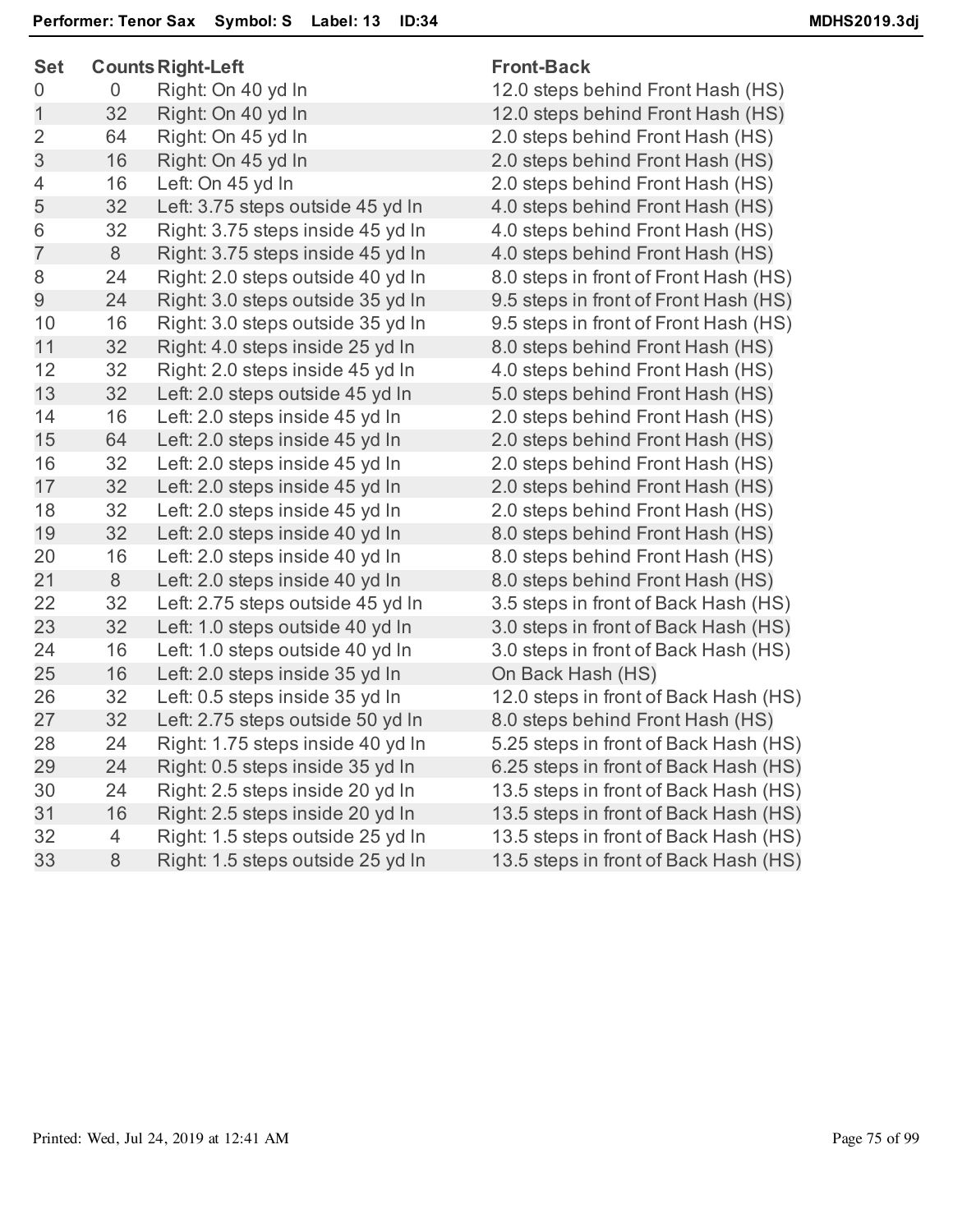**Performer: Tenor Sax Symbol: S Label: 13 ID:34** **MDHS2019.3dj**

| Set | Counts | Right-Left | Front-Back |
|---|---|---|---|
| 0 | 0 | Right: On 40 yd ln | 12.0 steps behind Front Hash (HS) |
| 1 | 32 | Right: On 40 yd ln | 12.0 steps behind Front Hash (HS) |
| 2 | 64 | Right: On 45 yd ln | 2.0 steps behind Front Hash (HS) |
| 3 | 16 | Right: On 45 yd ln | 2.0 steps behind Front Hash (HS) |
| 4 | 16 | Left: On 45 yd ln | 2.0 steps behind Front Hash (HS) |
| 5 | 32 | Left: 3.75 steps outside 45 yd ln | 4.0 steps behind Front Hash (HS) |
| 6 | 32 | Right: 3.75 steps inside 45 yd ln | 4.0 steps behind Front Hash (HS) |
| 7 | 8 | Right: 3.75 steps inside 45 yd ln | 4.0 steps behind Front Hash (HS) |
| 8 | 24 | Right: 2.0 steps outside 40 yd ln | 8.0 steps in front of Front Hash (HS) |
| 9 | 24 | Right: 3.0 steps outside 35 yd ln | 9.5 steps in front of Front Hash (HS) |
| 10 | 16 | Right: 3.0 steps outside 35 yd ln | 9.5 steps in front of Front Hash (HS) |
| 11 | 32 | Right: 4.0 steps inside 25 yd ln | 8.0 steps behind Front Hash (HS) |
| 12 | 32 | Right: 2.0 steps inside 45 yd ln | 4.0 steps behind Front Hash (HS) |
| 13 | 32 | Left: 2.0 steps outside 45 yd ln | 5.0 steps behind Front Hash (HS) |
| 14 | 16 | Left: 2.0 steps inside 45 yd ln | 2.0 steps behind Front Hash (HS) |
| 15 | 64 | Left: 2.0 steps inside 45 yd ln | 2.0 steps behind Front Hash (HS) |
| 16 | 32 | Left: 2.0 steps inside 45 yd ln | 2.0 steps behind Front Hash (HS) |
| 17 | 32 | Left: 2.0 steps inside 45 yd ln | 2.0 steps behind Front Hash (HS) |
| 18 | 32 | Left: 2.0 steps inside 45 yd ln | 2.0 steps behind Front Hash (HS) |
| 19 | 32 | Left: 2.0 steps inside 40 yd ln | 8.0 steps behind Front Hash (HS) |
| 20 | 16 | Left: 2.0 steps inside 40 yd ln | 8.0 steps behind Front Hash (HS) |
| 21 | 8 | Left: 2.0 steps inside 40 yd ln | 8.0 steps behind Front Hash (HS) |
| 22 | 32 | Left: 2.75 steps outside 45 yd ln | 3.5 steps in front of Back Hash (HS) |
| 23 | 32 | Left: 1.0 steps outside 40 yd ln | 3.0 steps in front of Back Hash (HS) |
| 24 | 16 | Left: 1.0 steps outside 40 yd ln | 3.0 steps in front of Back Hash (HS) |
| 25 | 16 | Left: 2.0 steps inside 35 yd ln | On Back Hash (HS) |
| 26 | 32 | Left: 0.5 steps inside 35 yd ln | 12.0 steps in front of Back Hash (HS) |
| 27 | 32 | Left: 2.75 steps outside 50 yd ln | 8.0 steps behind Front Hash (HS) |
| 28 | 24 | Right: 1.75 steps inside 40 yd ln | 5.25 steps in front of Back Hash (HS) |
| 29 | 24 | Right: 0.5 steps inside 35 yd ln | 6.25 steps in front of Back Hash (HS) |
| 30 | 24 | Right: 2.5 steps inside 20 yd ln | 13.5 steps in front of Back Hash (HS) |
| 31 | 16 | Right: 2.5 steps inside 20 yd ln | 13.5 steps in front of Back Hash (HS) |
| 32 | 4 | Right: 1.5 steps outside 25 yd ln | 13.5 steps in front of Back Hash (HS) |
| 33 | 8 | Right: 1.5 steps outside 25 yd ln | 13.5 steps in front of Back Hash (HS) |

Printed: Wed, Jul 24, 2019 at 12:41 AM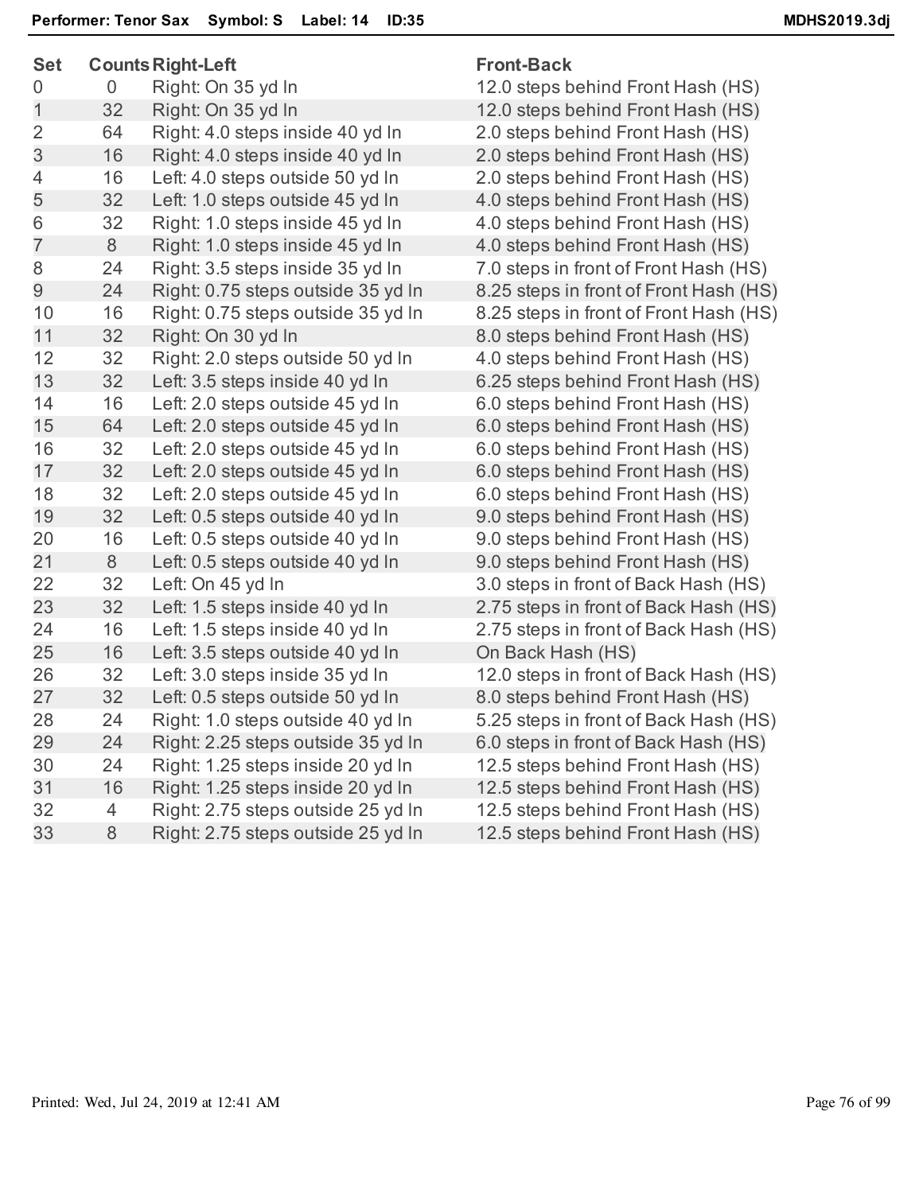**Performer: Tenor Sax** **Symbol: S** **Label: 14** **ID:35** **MDHS2019.3dj**

| Set | Counts | Right-Left | Front-Back |
|---|---|---|---|
| 0 | 0 | Right: On 35 yd ln | 12.0 steps behind Front Hash (HS) |
| 1 | 32 | Right: On 35 yd ln | 12.0 steps behind Front Hash (HS) |
| 2 | 64 | Right: 4.0 steps inside 40 yd ln | 2.0 steps behind Front Hash (HS) |
| 3 | 16 | Right: 4.0 steps inside 40 yd ln | 2.0 steps behind Front Hash (HS) |
| 4 | 16 | Left: 4.0 steps outside 50 yd ln | 2.0 steps behind Front Hash (HS) |
| 5 | 32 | Left: 1.0 steps outside 45 yd ln | 4.0 steps behind Front Hash (HS) |
| 6 | 32 | Right: 1.0 steps inside 45 yd ln | 4.0 steps behind Front Hash (HS) |
| 7 | 8 | Right: 1.0 steps inside 45 yd ln | 4.0 steps behind Front Hash (HS) |
| 8 | 24 | Right: 3.5 steps inside 35 yd ln | 7.0 steps in front of Front Hash (HS) |
| 9 | 24 | Right: 0.75 steps outside 35 yd ln | 8.25 steps in front of Front Hash (HS) |
| 10 | 16 | Right: 0.75 steps outside 35 yd ln | 8.25 steps in front of Front Hash (HS) |
| 11 | 32 | Right: On 30 yd ln | 8.0 steps behind Front Hash (HS) |
| 12 | 32 | Right: 2.0 steps outside 50 yd ln | 4.0 steps behind Front Hash (HS) |
| 13 | 32 | Left: 3.5 steps inside 40 yd ln | 6.25 steps behind Front Hash (HS) |
| 14 | 16 | Left: 2.0 steps outside 45 yd ln | 6.0 steps behind Front Hash (HS) |
| 15 | 64 | Left: 2.0 steps outside 45 yd ln | 6.0 steps behind Front Hash (HS) |
| 16 | 32 | Left: 2.0 steps outside 45 yd ln | 6.0 steps behind Front Hash (HS) |
| 17 | 32 | Left: 2.0 steps outside 45 yd ln | 6.0 steps behind Front Hash (HS) |
| 18 | 32 | Left: 2.0 steps outside 45 yd ln | 6.0 steps behind Front Hash (HS) |
| 19 | 32 | Left: 0.5 steps outside 40 yd ln | 9.0 steps behind Front Hash (HS) |
| 20 | 16 | Left: 0.5 steps outside 40 yd ln | 9.0 steps behind Front Hash (HS) |
| 21 | 8 | Left: 0.5 steps outside 40 yd ln | 9.0 steps behind Front Hash (HS) |
| 22 | 32 | Left: On 45 yd ln | 3.0 steps in front of Back Hash (HS) |
| 23 | 32 | Left: 1.5 steps inside 40 yd ln | 2.75 steps in front of Back Hash (HS) |
| 24 | 16 | Left: 1.5 steps inside 40 yd ln | 2.75 steps in front of Back Hash (HS) |
| 25 | 16 | Left: 3.5 steps outside 40 yd ln | On Back Hash (HS) |
| 26 | 32 | Left: 3.0 steps inside 35 yd ln | 12.0 steps in front of Back Hash (HS) |
| 27 | 32 | Left: 0.5 steps outside 50 yd ln | 8.0 steps behind Front Hash (HS) |
| 28 | 24 | Right: 1.0 steps outside 40 yd ln | 5.25 steps in front of Back Hash (HS) |
| 29 | 24 | Right: 2.25 steps outside 35 yd ln | 6.0 steps in front of Back Hash (HS) |
| 30 | 24 | Right: 1.25 steps inside 20 yd ln | 12.5 steps behind Front Hash (HS) |
| 31 | 16 | Right: 1.25 steps inside 20 yd ln | 12.5 steps behind Front Hash (HS) |
| 32 | 4 | Right: 2.75 steps outside 25 yd ln | 12.5 steps behind Front Hash (HS) |
| 33 | 8 | Right: 2.75 steps outside 25 yd ln | 12.5 steps behind Front Hash (HS) |

Printed: Wed, Jul 24, 2019 at 12:41 AM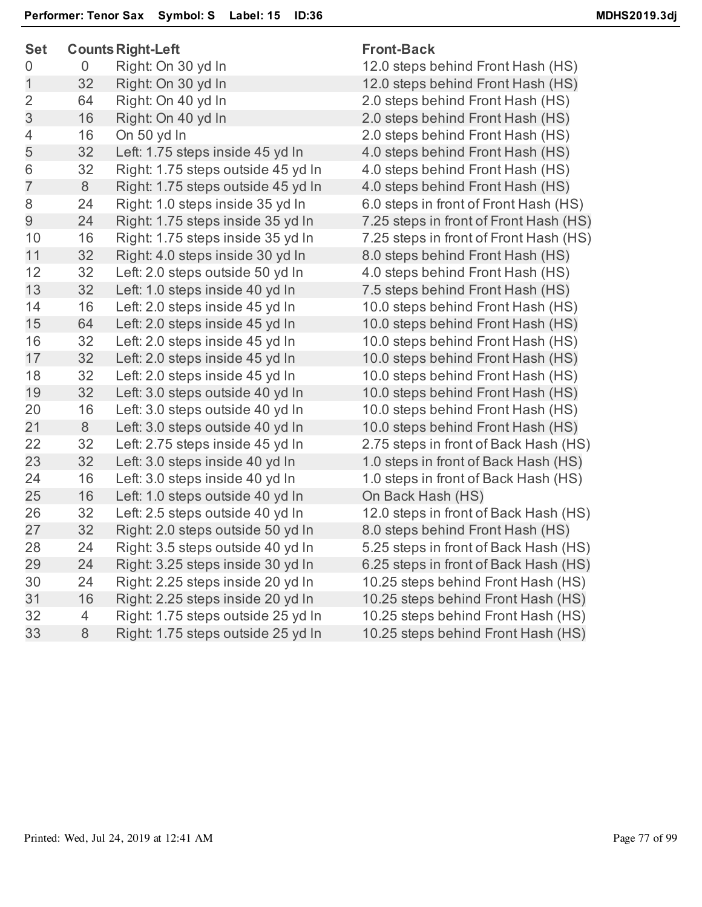**Performer: Tenor Sax  Symbol: S  Label: 15  ID:36**  **MDHS2019.3dj**

| Set | Counts | Right-Left | Front-Back |
|---|---|---|---|
| 0 | 0 | Right: On 30 yd ln | 12.0 steps behind Front Hash (HS) |
| 1 | 32 | Right: On 30 yd ln | 12.0 steps behind Front Hash (HS) |
| 2 | 64 | Right: On 40 yd ln | 2.0 steps behind Front Hash (HS) |
| 3 | 16 | Right: On 40 yd ln | 2.0 steps behind Front Hash (HS) |
| 4 | 16 | On 50 yd ln | 2.0 steps behind Front Hash (HS) |
| 5 | 32 | Left: 1.75 steps inside 45 yd ln | 4.0 steps behind Front Hash (HS) |
| 6 | 32 | Right: 1.75 steps outside 45 yd ln | 4.0 steps behind Front Hash (HS) |
| 7 | 8 | Right: 1.75 steps outside 45 yd ln | 4.0 steps behind Front Hash (HS) |
| 8 | 24 | Right: 1.0 steps inside 35 yd ln | 6.0 steps in front of Front Hash (HS) |
| 9 | 24 | Right: 1.75 steps inside 35 yd ln | 7.25 steps in front of Front Hash (HS) |
| 10 | 16 | Right: 1.75 steps inside 35 yd ln | 7.25 steps in front of Front Hash (HS) |
| 11 | 32 | Right: 4.0 steps inside 30 yd ln | 8.0 steps behind Front Hash (HS) |
| 12 | 32 | Left: 2.0 steps outside 50 yd ln | 4.0 steps behind Front Hash (HS) |
| 13 | 32 | Left: 1.0 steps inside 40 yd ln | 7.5 steps behind Front Hash (HS) |
| 14 | 16 | Left: 2.0 steps inside 45 yd ln | 10.0 steps behind Front Hash (HS) |
| 15 | 64 | Left: 2.0 steps inside 45 yd ln | 10.0 steps behind Front Hash (HS) |
| 16 | 32 | Left: 2.0 steps inside 45 yd ln | 10.0 steps behind Front Hash (HS) |
| 17 | 32 | Left: 2.0 steps inside 45 yd ln | 10.0 steps behind Front Hash (HS) |
| 18 | 32 | Left: 2.0 steps inside 45 yd ln | 10.0 steps behind Front Hash (HS) |
| 19 | 32 | Left: 3.0 steps outside 40 yd ln | 10.0 steps behind Front Hash (HS) |
| 20 | 16 | Left: 3.0 steps outside 40 yd ln | 10.0 steps behind Front Hash (HS) |
| 21 | 8 | Left: 3.0 steps outside 40 yd ln | 10.0 steps behind Front Hash (HS) |
| 22 | 32 | Left: 2.75 steps inside 45 yd ln | 2.75 steps in front of Back Hash (HS) |
| 23 | 32 | Left: 3.0 steps inside 40 yd ln | 1.0 steps in front of Back Hash (HS) |
| 24 | 16 | Left: 3.0 steps inside 40 yd ln | 1.0 steps in front of Back Hash (HS) |
| 25 | 16 | Left: 1.0 steps outside 40 yd ln | On Back Hash (HS) |
| 26 | 32 | Left: 2.5 steps outside 40 yd ln | 12.0 steps in front of Back Hash (HS) |
| 27 | 32 | Right: 2.0 steps outside 50 yd ln | 8.0 steps behind Front Hash (HS) |
| 28 | 24 | Right: 3.5 steps outside 40 yd ln | 5.25 steps in front of Back Hash (HS) |
| 29 | 24 | Right: 3.25 steps inside 30 yd ln | 6.25 steps in front of Back Hash (HS) |
| 30 | 24 | Right: 2.25 steps inside 20 yd ln | 10.25 steps behind Front Hash (HS) |
| 31 | 16 | Right: 2.25 steps inside 20 yd ln | 10.25 steps behind Front Hash (HS) |
| 32 | 4 | Right: 1.75 steps outside 25 yd ln | 10.25 steps behind Front Hash (HS) |
| 33 | 8 | Right: 1.75 steps outside 25 yd ln | 10.25 steps behind Front Hash (HS) |

Printed: Wed, Jul 24, 2019 at 12:41 AM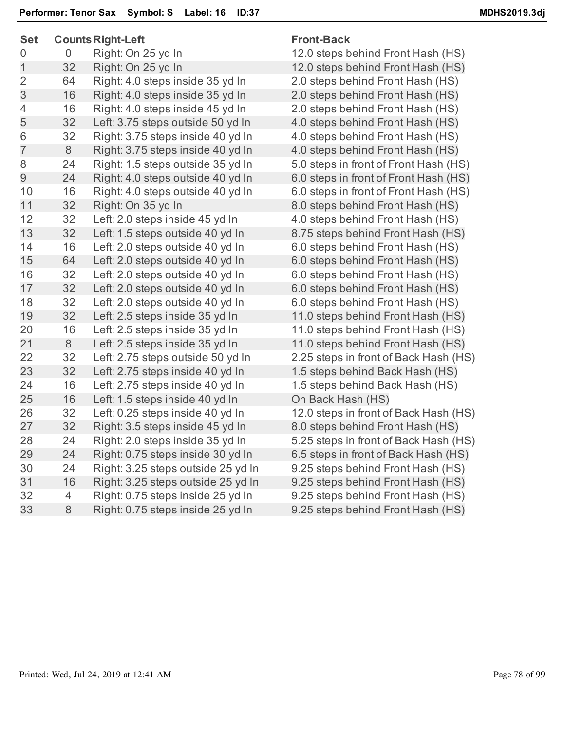**Performer: Tenor Sax  Symbol: S  Label: 16  ID:37**  MDHS2019.3dj

| Set | Counts | Right-Left | Front-Back |
|---|---|---|---|
| 0 | 0 | Right: On 25 yd ln | 12.0 steps behind Front Hash (HS) |
| 1 | 32 | Right: On 25 yd ln | 12.0 steps behind Front Hash (HS) |
| 2 | 64 | Right: 4.0 steps inside 35 yd ln | 2.0 steps behind Front Hash (HS) |
| 3 | 16 | Right: 4.0 steps inside 35 yd ln | 2.0 steps behind Front Hash (HS) |
| 4 | 16 | Right: 4.0 steps inside 45 yd ln | 2.0 steps behind Front Hash (HS) |
| 5 | 32 | Left: 3.75 steps outside 50 yd ln | 4.0 steps behind Front Hash (HS) |
| 6 | 32 | Right: 3.75 steps inside 40 yd ln | 4.0 steps behind Front Hash (HS) |
| 7 | 8 | Right: 3.75 steps inside 40 yd ln | 4.0 steps behind Front Hash (HS) |
| 8 | 24 | Right: 1.5 steps outside 35 yd ln | 5.0 steps in front of Front Hash (HS) |
| 9 | 24 | Right: 4.0 steps outside 40 yd ln | 6.0 steps in front of Front Hash (HS) |
| 10 | 16 | Right: 4.0 steps outside 40 yd ln | 6.0 steps in front of Front Hash (HS) |
| 11 | 32 | Right: On 35 yd ln | 8.0 steps behind Front Hash (HS) |
| 12 | 32 | Left: 2.0 steps inside 45 yd ln | 4.0 steps behind Front Hash (HS) |
| 13 | 32 | Left: 1.5 steps outside 40 yd ln | 8.75 steps behind Front Hash (HS) |
| 14 | 16 | Left: 2.0 steps outside 40 yd ln | 6.0 steps behind Front Hash (HS) |
| 15 | 64 | Left: 2.0 steps outside 40 yd ln | 6.0 steps behind Front Hash (HS) |
| 16 | 32 | Left: 2.0 steps outside 40 yd ln | 6.0 steps behind Front Hash (HS) |
| 17 | 32 | Left: 2.0 steps outside 40 yd ln | 6.0 steps behind Front Hash (HS) |
| 18 | 32 | Left: 2.0 steps outside 40 yd ln | 6.0 steps behind Front Hash (HS) |
| 19 | 32 | Left: 2.5 steps inside 35 yd ln | 11.0 steps behind Front Hash (HS) |
| 20 | 16 | Left: 2.5 steps inside 35 yd ln | 11.0 steps behind Front Hash (HS) |
| 21 | 8 | Left: 2.5 steps inside 35 yd ln | 11.0 steps behind Front Hash (HS) |
| 22 | 32 | Left: 2.75 steps outside 50 yd ln | 2.25 steps in front of Back Hash (HS) |
| 23 | 32 | Left: 2.75 steps inside 40 yd ln | 1.5 steps behind Back Hash (HS) |
| 24 | 16 | Left: 2.75 steps inside 40 yd ln | 1.5 steps behind Back Hash (HS) |
| 25 | 16 | Left: 1.5 steps inside 40 yd ln | On Back Hash (HS) |
| 26 | 32 | Left: 0.25 steps inside 40 yd ln | 12.0 steps in front of Back Hash (HS) |
| 27 | 32 | Right: 3.5 steps inside 45 yd ln | 8.0 steps behind Front Hash (HS) |
| 28 | 24 | Right: 2.0 steps inside 35 yd ln | 5.25 steps in front of Back Hash (HS) |
| 29 | 24 | Right: 0.75 steps inside 30 yd ln | 6.5 steps in front of Back Hash (HS) |
| 30 | 24 | Right: 3.25 steps outside 25 yd ln | 9.25 steps behind Front Hash (HS) |
| 31 | 16 | Right: 3.25 steps outside 25 yd ln | 9.25 steps behind Front Hash (HS) |
| 32 | 4 | Right: 0.75 steps inside 25 yd ln | 9.25 steps behind Front Hash (HS) |
| 33 | 8 | Right: 0.75 steps inside 25 yd ln | 9.25 steps behind Front Hash (HS) |

Printed: Wed, Jul 24, 2019 at 12:41 AM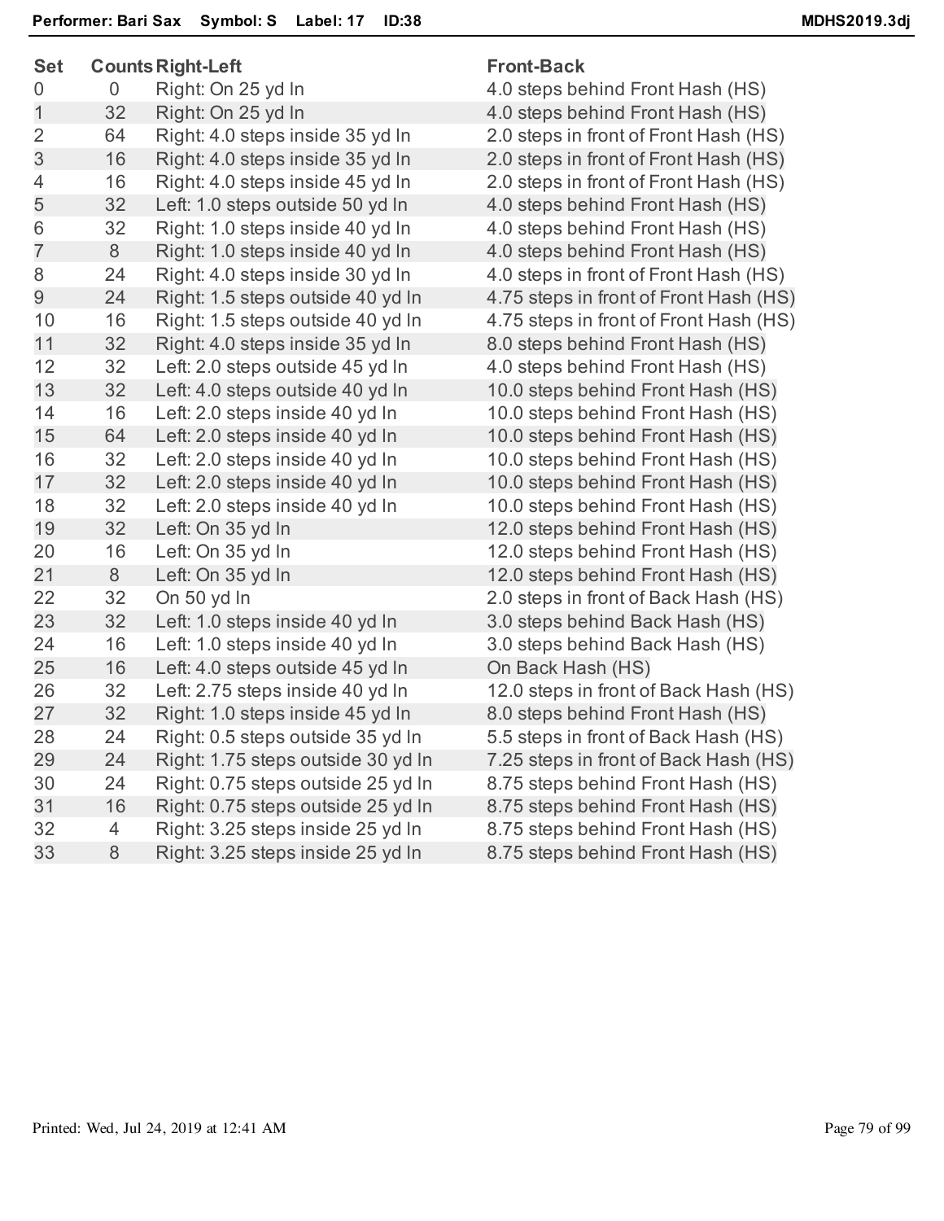**Performer: Bari Sax Symbol: S Label: 17 ID:38** **MDHS2019.3dj**

| Set | Counts | Right-Left | Front-Back |
|---|---|---|---|
| 0 | 0 | Right: On 25 yd ln | 4.0 steps behind Front Hash (HS) |
| 1 | 32 | Right: On 25 yd ln | 4.0 steps behind Front Hash (HS) |
| 2 | 64 | Right: 4.0 steps inside 35 yd ln | 2.0 steps in front of Front Hash (HS) |
| 3 | 16 | Right: 4.0 steps inside 35 yd ln | 2.0 steps in front of Front Hash (HS) |
| 4 | 16 | Right: 4.0 steps inside 45 yd ln | 2.0 steps in front of Front Hash (HS) |
| 5 | 32 | Left: 1.0 steps outside 50 yd ln | 4.0 steps behind Front Hash (HS) |
| 6 | 32 | Right: 1.0 steps inside 40 yd ln | 4.0 steps behind Front Hash (HS) |
| 7 | 8 | Right: 1.0 steps inside 40 yd ln | 4.0 steps behind Front Hash (HS) |
| 8 | 24 | Right: 4.0 steps inside 30 yd ln | 4.0 steps in front of Front Hash (HS) |
| 9 | 24 | Right: 1.5 steps outside 40 yd ln | 4.75 steps in front of Front Hash (HS) |
| 10 | 16 | Right: 1.5 steps outside 40 yd ln | 4.75 steps in front of Front Hash (HS) |
| 11 | 32 | Right: 4.0 steps inside 35 yd ln | 8.0 steps behind Front Hash (HS) |
| 12 | 32 | Left: 2.0 steps outside 45 yd ln | 4.0 steps behind Front Hash (HS) |
| 13 | 32 | Left: 4.0 steps outside 40 yd ln | 10.0 steps behind Front Hash (HS) |
| 14 | 16 | Left: 2.0 steps inside 40 yd ln | 10.0 steps behind Front Hash (HS) |
| 15 | 64 | Left: 2.0 steps inside 40 yd ln | 10.0 steps behind Front Hash (HS) |
| 16 | 32 | Left: 2.0 steps inside 40 yd ln | 10.0 steps behind Front Hash (HS) |
| 17 | 32 | Left: 2.0 steps inside 40 yd ln | 10.0 steps behind Front Hash (HS) |
| 18 | 32 | Left: 2.0 steps inside 40 yd ln | 10.0 steps behind Front Hash (HS) |
| 19 | 32 | Left: On 35 yd ln | 12.0 steps behind Front Hash (HS) |
| 20 | 16 | Left: On 35 yd ln | 12.0 steps behind Front Hash (HS) |
| 21 | 8 | Left: On 35 yd ln | 12.0 steps behind Front Hash (HS) |
| 22 | 32 | On 50 yd ln | 2.0 steps in front of Back Hash (HS) |
| 23 | 32 | Left: 1.0 steps inside 40 yd ln | 3.0 steps behind Back Hash (HS) |
| 24 | 16 | Left: 1.0 steps inside 40 yd ln | 3.0 steps behind Back Hash (HS) |
| 25 | 16 | Left: 4.0 steps outside 45 yd ln | On Back Hash (HS) |
| 26 | 32 | Left: 2.75 steps inside 40 yd ln | 12.0 steps in front of Back Hash (HS) |
| 27 | 32 | Right: 1.0 steps inside 45 yd ln | 8.0 steps behind Front Hash (HS) |
| 28 | 24 | Right: 0.5 steps outside 35 yd ln | 5.5 steps in front of Back Hash (HS) |
| 29 | 24 | Right: 1.75 steps outside 30 yd ln | 7.25 steps in front of Back Hash (HS) |
| 30 | 24 | Right: 0.75 steps outside 25 yd ln | 8.75 steps behind Front Hash (HS) |
| 31 | 16 | Right: 0.75 steps outside 25 yd ln | 8.75 steps behind Front Hash (HS) |
| 32 | 4 | Right: 3.25 steps inside 25 yd ln | 8.75 steps behind Front Hash (HS) |
| 33 | 8 | Right: 3.25 steps inside 25 yd ln | 8.75 steps behind Front Hash (HS) |

Printed: Wed, Jul 24, 2019 at 12:41 AM